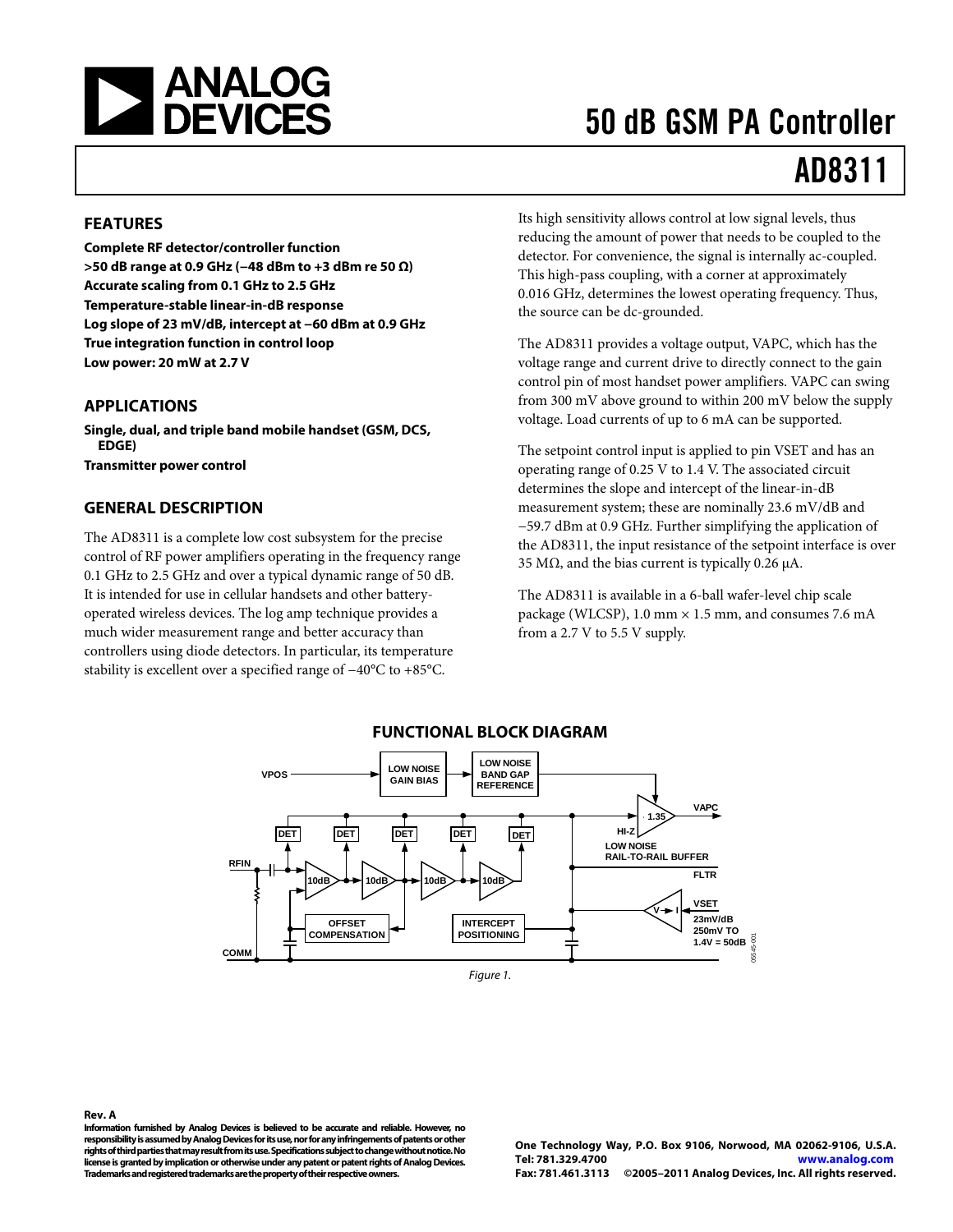# 50 dB GSM PA Controller

# AD8311

## FEATURES

**Complete RF detector/controller function**
**>50 dB range at 0.9 GHz (−48 dBm to +3 dBm re 50 Ω)**
**Accurate scaling from 0.1 GHz to 2.5 GHz**
**Temperature-stable linear-in-dB response**
**Log slope of 23 mV/dB, intercept at −60 dBm at 0.9 GHz**
**True integration function in control loop**
**Low power: 20 mW at 2.7 V**

## APPLICATIONS

**Single, dual, and triple band mobile handset (GSM, DCS, EDGE)**
**Transmitter power control**

## GENERAL DESCRIPTION

The AD8311 is a complete low cost subsystem for the precise control of RF power amplifiers operating in the frequency range 0.1 GHz to 2.5 GHz and over a typical dynamic range of 50 dB. It is intended for use in cellular handsets and other battery-operated wireless devices. The log amp technique provides a much wider measurement range and better accuracy than controllers using diode detectors. In particular, its temperature stability is excellent over a specified range of −40°C to +85°C.

Its high sensitivity allows control at low signal levels, thus reducing the amount of power that needs to be coupled to the detector. For convenience, the signal is internally ac-coupled. This high-pass coupling, with a corner at approximately 0.016 GHz, determines the lowest operating frequency. Thus, the source can be dc-grounded.

The AD8311 provides a voltage output, VAPC, which has the voltage range and current drive to directly connect to the gain control pin of most handset power amplifiers. VAPC can swing from 300 mV above ground to within 200 mV below the supply voltage. Load currents of up to 6 mA can be supported.

The setpoint control input is applied to pin VSET and has an operating range of 0.25 V to 1.4 V. The associated circuit determines the slope and intercept of the linear-in-dB measurement system; these are nominally 23.6 mV/dB and −59.7 dBm at 0.9 GHz. Further simplifying the application of the AD8311, the input resistance of the setpoint interface is over 35 MΩ, and the bias current is typically 0.26 μA.

The AD8311 is available in a 6-ball wafer-level chip scale package (WLCSP), 1.0 mm × 1.5 mm, and consumes 7.6 mA from a 2.7 V to 5.5 V supply.

## FUNCTIONAL BLOCK DIAGRAM

Figure 1.

**Rev. A**

**Information furnished by Analog Devices is believed to be accurate and reliable. However, no responsibility is assumed by Analog Devices for its use, nor for any infringements of patents or other rights of third parties that may result from its use. Specifications subject to change without notice. No license is granted by implication or otherwise under any patent or patent rights of Analog Devices. Trademarks and registered trademarks are the property of their respective owners.**

**One Technology Way, P.O. Box 9106, Norwood, MA 02062-9106, U.S.A.**
**Tel: 781.329.4700 www.analog.com**
**Fax: 781.461.3113 ©2005–2011 Analog Devices, Inc. All rights reserved.**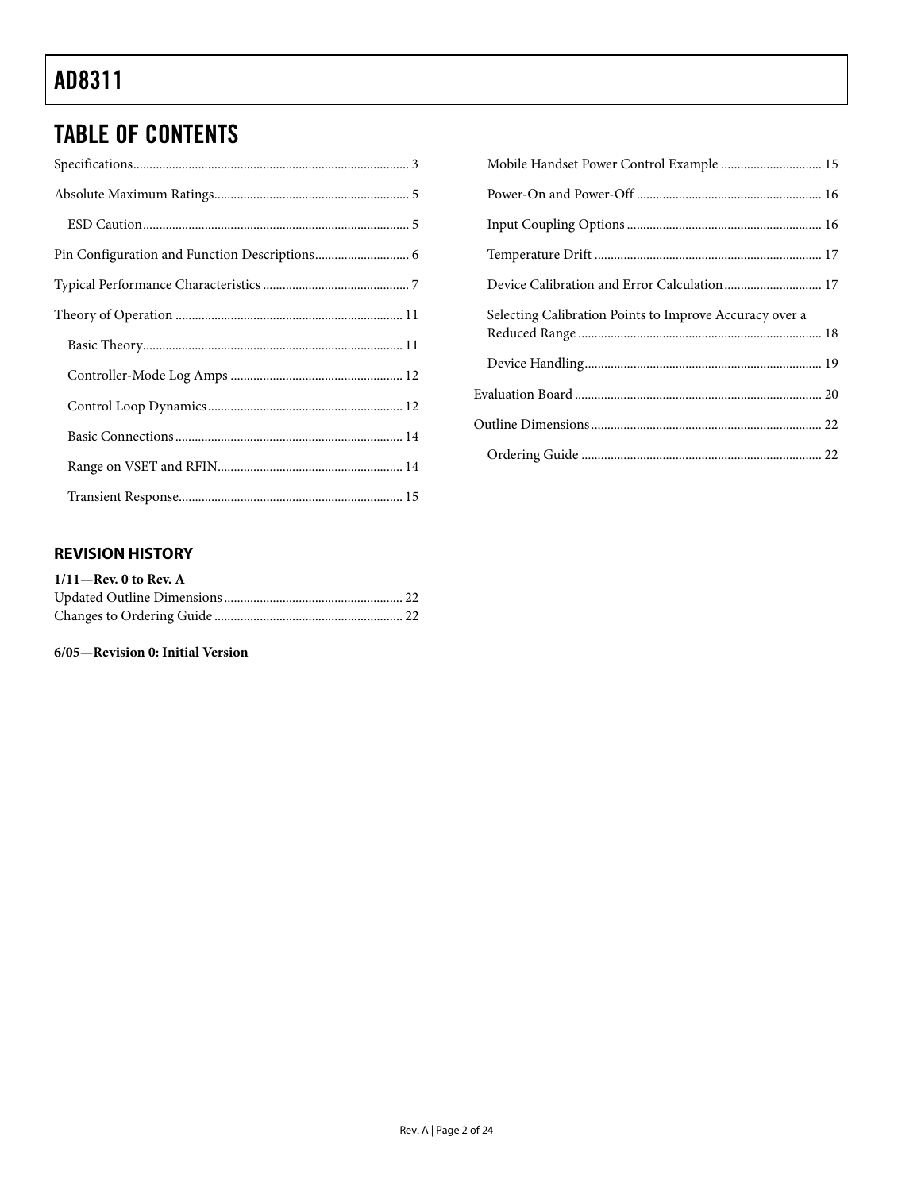## TABLE OF CONTENTS

Specifications ... 3
Absolute Maximum Ratings ... 5
- ESD Caution ... 5

Pin Configuration and Function Descriptions ... 6
Typical Performance Characteristics ... 7
Theory of Operation ... 11
- Basic Theory ... 11
- Controller-Mode Log Amps ... 12
- Control Loop Dynamics ... 12
- Basic Connections ... 14
- Range on VSET and RFIN ... 14
- Transient Response ... 15
- Mobile Handset Power Control Example ... 15
- Power-On and Power-Off ... 16
- Input Coupling Options ... 16
- Temperature Drift ... 17
- Device Calibration and Error Calculation ... 17
- Selecting Calibration Points to Improve Accuracy over a Reduced Range ... 18
- Device Handling ... 19

Evaluation Board ... 20
Outline Dimensions ... 22
- Ordering Guide ... 22

### REVISION HISTORY

**1/11—Rev. 0 to Rev. A**

Updated Outline Dimensions ... 22
Changes to Ordering Guide ... 22

**6/05—Revision 0: Initial Version**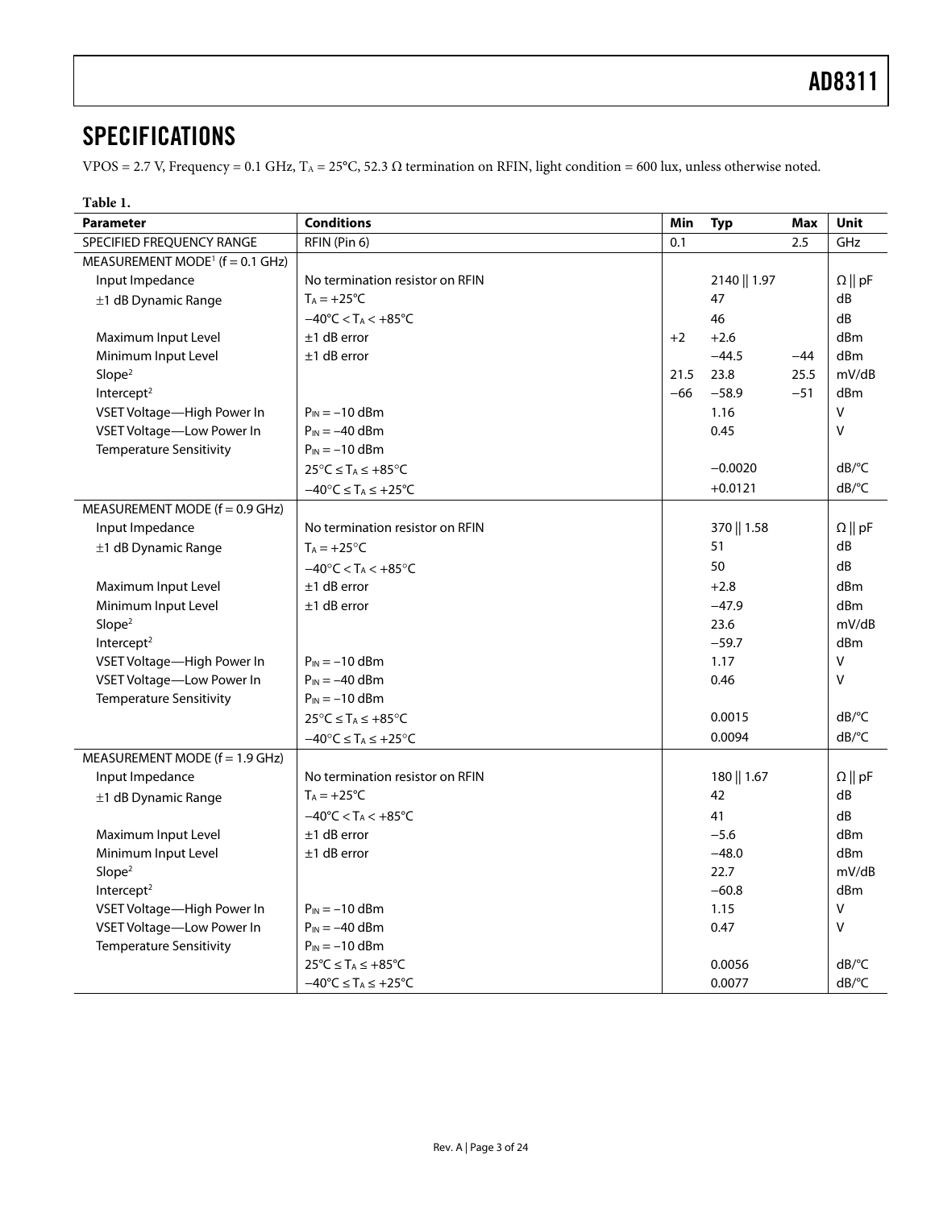## SPECIFICATIONS

VPOS = 2.7 V, Frequency = 0.1 GHz, $T_A$ = 25°C, 52.3 Ω termination on RFIN, light condition = 600 lux, unless otherwise noted.

**Table 1.**

| Parameter | Conditions | Min | Typ | Max | Unit |
|---|---|---|---|---|---|
| SPECIFIED FREQUENCY RANGE | RFIN (Pin 6) | 0.1 | | 2.5 | GHz |
| MEASUREMENT MODE[1] (f = 0.1 GHz) | | | | | |
| Input Impedance | No termination resistor on RFIN | | 2140 \|\| 1.97 | | Ω \|\| pF |
| ±1 dB Dynamic Range | $T_A$ = +25°C | | 47 | | dB |
| | −40°C < $T_A$ < +85°C | | 46 | | dB |
| Maximum Input Level | ±1 dB error | +2 | +2.6 | | dBm |
| Minimum Input Level | ±1 dB error | | −44.5 | −44 | dBm |
| Slope[2] | | 21.5 | 23.8 | 25.5 | mV/dB |
| Intercept[2] | | −66 | −58.9 | −51 | dBm |
| VSET Voltage—High Power In | $P_{IN}$ = −10 dBm | | 1.16 | | V |
| VSET Voltage—Low Power In | $P_{IN}$ = −40 dBm | | 0.45 | | V |
| Temperature Sensitivity | $P_{IN}$ = −10 dBm | | | | |
| | 25°C ≤ $T_A$ ≤ +85°C | | −0.0020 | | dB/°C |
| | −40°C ≤ $T_A$ ≤ +25°C | | +0.0121 | | dB/°C |
| MEASUREMENT MODE (f = 0.9 GHz) | | | | | |
| Input Impedance | No termination resistor on RFIN | | 370 \|\| 1.58 | | Ω \|\| pF |
| ±1 dB Dynamic Range | $T_A$ = +25°C | | 51 | | dB |
| | −40°C < $T_A$ < +85°C | | 50 | | dB |
| Maximum Input Level | ±1 dB error | | +2.8 | | dBm |
| Minimum Input Level | ±1 dB error | | −47.9 | | dBm |
| Slope[2] | | | 23.6 | | mV/dB |
| Intercept[2] | | | −59.7 | | dBm |
| VSET Voltage—High Power In | $P_{IN}$ = −10 dBm | | 1.17 | | V |
| VSET Voltage—Low Power In | $P_{IN}$ = −40 dBm | | 0.46 | | V |
| Temperature Sensitivity | $P_{IN}$ = −10 dBm | | | | |
| | 25°C ≤ $T_A$ ≤ +85°C | | 0.0015 | | dB/°C |
| | −40°C ≤ $T_A$ ≤ +25°C | | 0.0094 | | dB/°C |
| MEASUREMENT MODE (f = 1.9 GHz) | | | | | |
| Input Impedance | No termination resistor on RFIN | | 180 \|\| 1.67 | | Ω \|\| pF |
| ±1 dB Dynamic Range | $T_A$ = +25°C | | 42 | | dB |
| | −40°C < $T_A$ < +85°C | | 41 | | dB |
| Maximum Input Level | ±1 dB error | | −5.6 | | dBm |
| Minimum Input Level | ±1 dB error | | −48.0 | | dBm |
| Slope[2] | | | 22.7 | | mV/dB |
| Intercept[2] | | | −60.8 | | dBm |
| VSET Voltage—High Power In | $P_{IN}$ = −10 dBm | | 1.15 | | V |
| VSET Voltage—Low Power In | $P_{IN}$ = −40 dBm | | 0.47 | | V |
| Temperature Sensitivity | $P_{IN}$ = −10 dBm | | | | |
| | 25°C ≤ $T_A$ ≤ +85°C | | 0.0056 | | dB/°C |
| | −40°C ≤ $T_A$ ≤ +25°C | | 0.0077 | | dB/°C |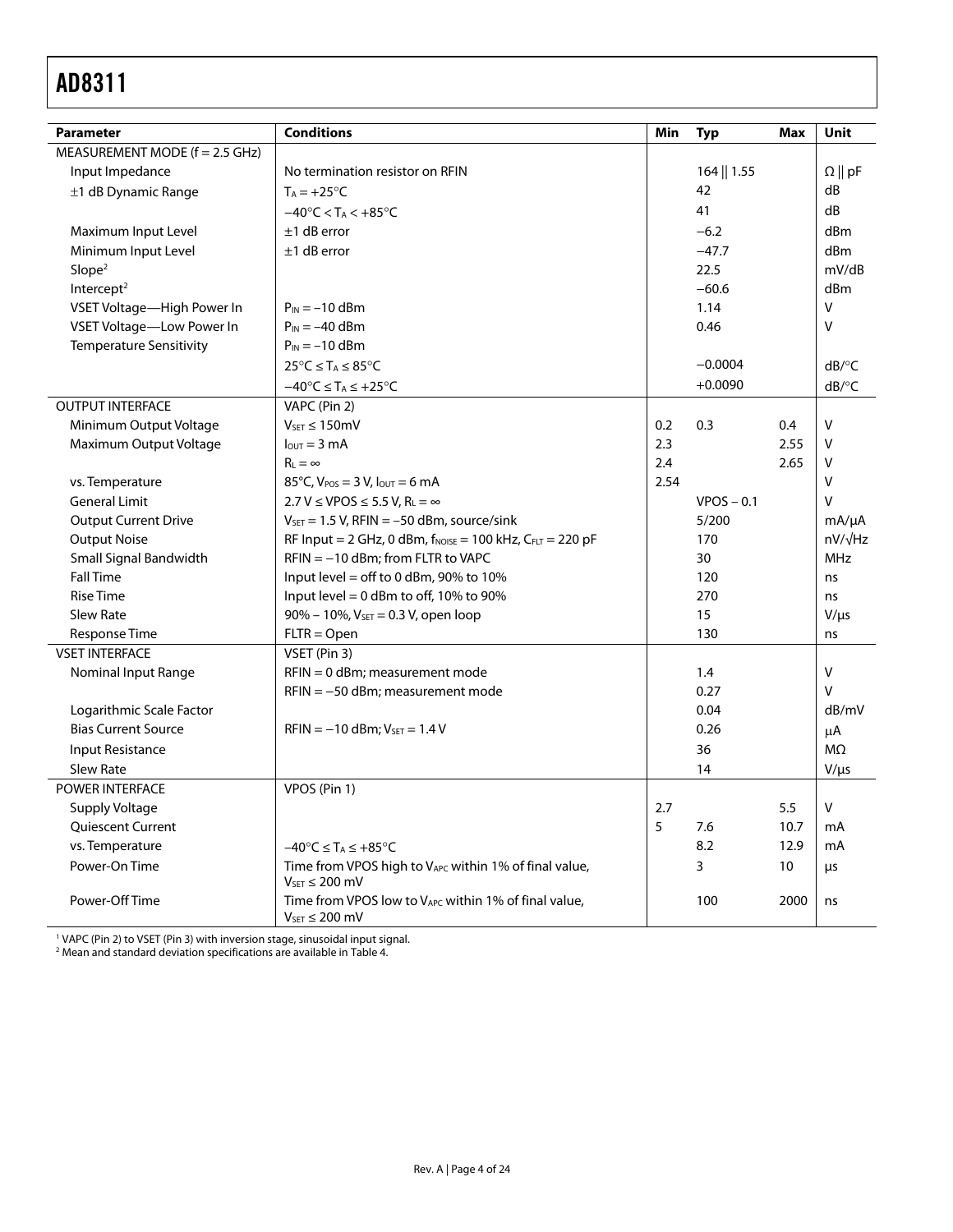| Parameter | Conditions | Min | Typ | Max | Unit |
|---|---|---|---|---|---|
| MEASUREMENT MODE (f = 2.5 GHz) | | | | | |
| Input Impedance | No termination resistor on RFIN | | 164 ∥ 1.55 | | Ω ∥ pF |
| ±1 dB Dynamic Range | $T_A = +25°C$ | | 42 | | dB |
| | $-40°C < T_A < +85°C$ | | 41 | | dB |
| Maximum Input Level | ±1 dB error | | −6.2 | | dBm |
| Minimum Input Level | ±1 dB error | | −47.7 | | dBm |
| Slope[2] | | | 22.5 | | mV/dB |
| Intercept[2] | | | −60.6 | | dBm |
| VSET Voltage—High Power In | $P_{IN} = -10$ dBm | | 1.14 | | V |
| VSET Voltage—Low Power In | $P_{IN} = -40$ dBm | | 0.46 | | V |
| Temperature Sensitivity | $P_{IN} = -10$ dBm | | | | |
| | $25°C \leq T_A \leq 85°C$ | | −0.0004 | | dB/°C |
| | $-40°C \leq T_A \leq +25°C$ | | +0.0090 | | dB/°C |
| OUTPUT INTERFACE | VAPC (Pin 2) | | | | |
| Minimum Output Voltage | $V_{SET} \leq 150$mV | 0.2 | 0.3 | 0.4 | V |
| Maximum Output Voltage | $I_{OUT} = 3$ mA | 2.3 | | 2.55 | V |
| | $R_L = \infty$ | 2.4 | | 2.65 | V |
| vs. Temperature | 85°C, $V_{POS} = 3$ V, $I_{OUT} = 6$ mA | 2.54 | | | V |
| General Limit | 2.7 V ≤ VPOS ≤ 5.5 V, $R_L = \infty$ | | VPOS − 0.1 | | V |
| Output Current Drive | $V_{SET} = 1.5$ V, RFIN = −50 dBm, source/sink | | 5/200 | | mA/μA |
| Output Noise | RF Input = 2 GHz, 0 dBm, $f_{NOISE} = 100$ kHz, $C_{FLT} = 220$ pF | | 170 | | nV/√Hz |
| Small Signal Bandwidth | RFIN = −10 dBm; from FLTR to VAPC | | 30 | | MHz |
| Fall Time | Input level = off to 0 dBm, 90% to 10% | | 120 | | ns |
| Rise Time | Input level = 0 dBm to off, 10% to 90% | | 270 | | ns |
| Slew Rate | 90% − 10%, $V_{SET} = 0.3$ V, open loop | | 15 | | V/μs |
| Response Time | FLTR = Open | | 130 | | ns |
| VSET INTERFACE | VSET (Pin 3) | | | | |
| Nominal Input Range | RFIN = 0 dBm; measurement mode | | 1.4 | | V |
| | RFIN = −50 dBm; measurement mode | | 0.27 | | V |
| Logarithmic Scale Factor | | | 0.04 | | dB/mV |
| Bias Current Source | RFIN = −10 dBm; $V_{SET} = 1.4$ V | | 0.26 | | μA |
| Input Resistance | | | 36 | | MΩ |
| Slew Rate | | | 14 | | V/μs |
| POWER INTERFACE | VPOS (Pin 1) | | | | |
| Supply Voltage | | 2.7 | | 5.5 | V |
| Quiescent Current | | 5 | 7.6 | 10.7 | mA |
| vs. Temperature | $-40°C \leq T_A \leq +85°C$ | | 8.2 | 12.9 | mA |
| Power-On Time | Time from VPOS high to $V_{APC}$ within 1% of final value, $V_{SET} \leq 200$ mV | | 3 | 10 | μs |
| Power-Off Time | Time from VPOS low to $V_{APC}$ within 1% of final value, $V_{SET} \leq 200$ mV | | 100 | 2000 | ns |

[1] VAPC (Pin 2) to VSET (Pin 3) with inversion stage, sinusoidal input signal.
[2] Mean and standard deviation specifications are available in Table 4.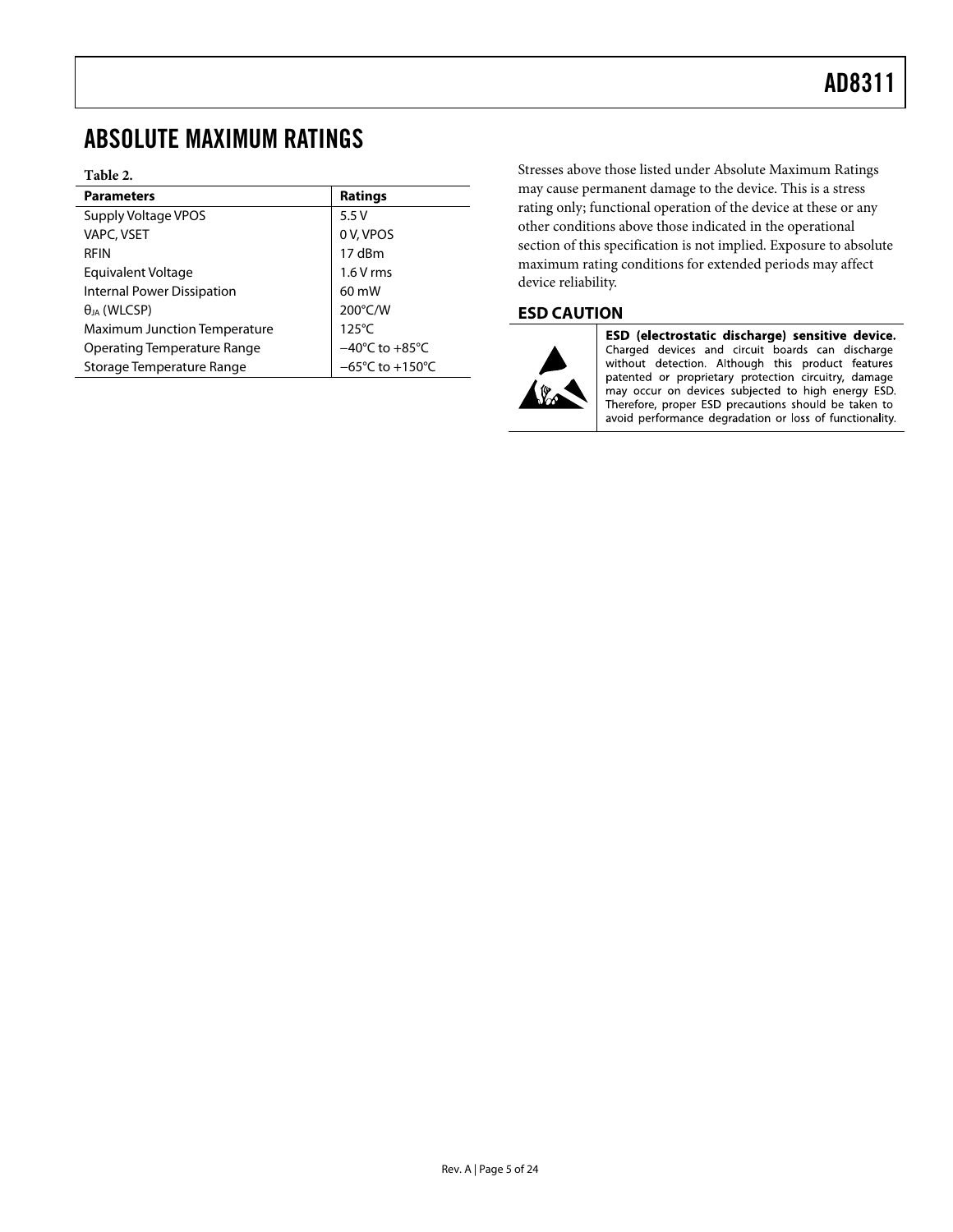## ABSOLUTE MAXIMUM RATINGS

**Table 2.**

| Parameters | Ratings |
|---|---|
| Supply Voltage VPOS | 5.5 V |
| VAPC, VSET | 0 V, VPOS |
| RFIN | 17 dBm |
| Equivalent Voltage | 1.6 V rms |
| Internal Power Dissipation | 60 mW |
| $\theta_{JA}$ (WLCSP) | 200°C/W |
| Maximum Junction Temperature | 125°C |
| Operating Temperature Range | −40°C to +85°C |
| Storage Temperature Range | −65°C to +150°C |

Stresses above those listed under Absolute Maximum Ratings may cause permanent damage to the device. This is a stress rating only; functional operation of the device at these or any other conditions above those indicated in the operational section of this specification is not implied. Exposure to absolute maximum rating conditions for extended periods may affect device reliability.

### ESD CAUTION

**ESD (electrostatic discharge) sensitive device.** Charged devices and circuit boards can discharge without detection. Although this product features patented or proprietary protection circuitry, damage may occur on devices subjected to high energy ESD. Therefore, proper ESD precautions should be taken to avoid performance degradation or loss of functionality.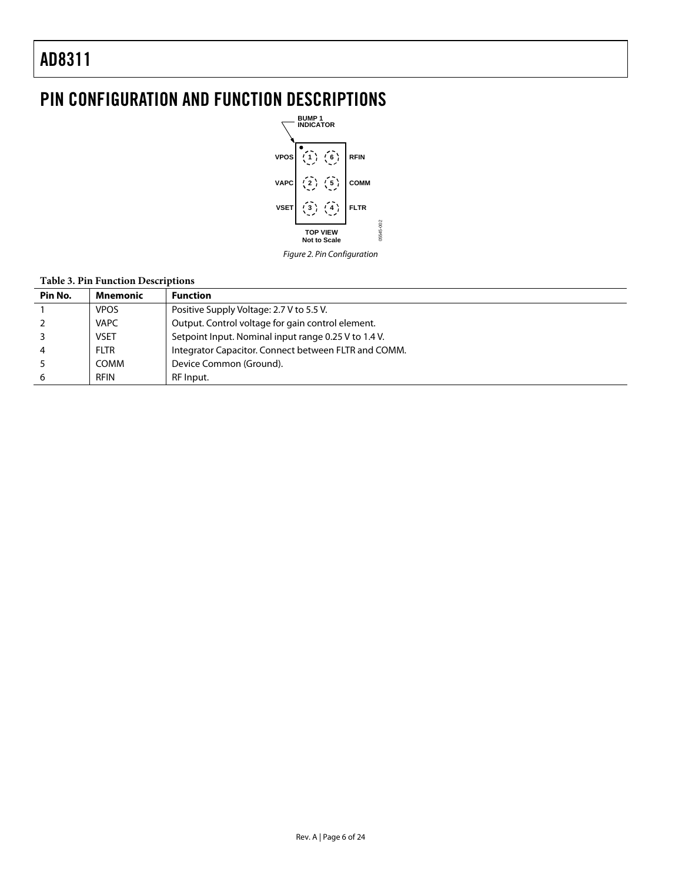# PIN CONFIGURATION AND FUNCTION DESCRIPTIONS

Figure 2. Pin Configuration

**Table 3. Pin Function Descriptions**

| Pin No. | Mnemonic | Function |
|---|---|---|
| 1 | VPOS | Positive Supply Voltage: 2.7 V to 5.5 V. |
| 2 | VAPC | Output. Control voltage for gain control element. |
| 3 | VSET | Setpoint Input. Nominal input range 0.25 V to 1.4 V. |
| 4 | FLTR | Integrator Capacitor. Connect between FLTR and COMM. |
| 5 | COMM | Device Common (Ground). |
| 6 | RFIN | RF Input. |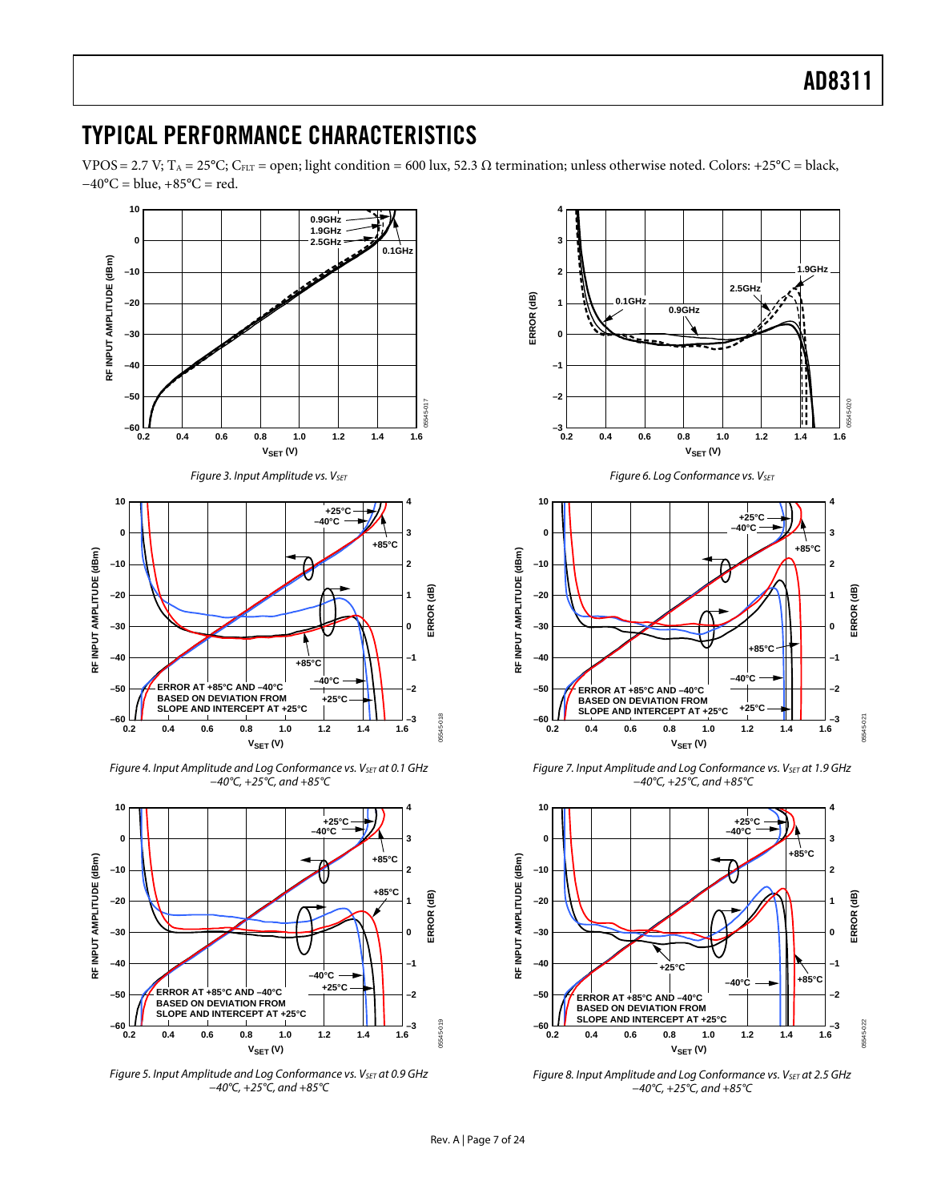# TYPICAL PERFORMANCE CHARACTERISTICS

VPOS = 2.7 V; $T_A$ = 25°C; $C_{FLT}$ = open; light condition = 600 lux, 52.3 Ω termination; unless otherwise noted. Colors: +25°C = black, −40°C = blue, +85°C = red.

*Figure 3. Input Amplitude vs. $V_{SET}$*

*Figure 4. Input Amplitude and Log Conformance vs. $V_{SET}$ at 0.1 GHz −40°C, +25°C, and +85°C*

*Figure 5. Input Amplitude and Log Conformance vs. $V_{SET}$ at 0.9 GHz −40°C, +25°C, and +85°C*

*Figure 6. Log Conformance vs. $V_{SET}$*

*Figure 7. Input Amplitude and Log Conformance vs. $V_{SET}$ at 1.9 GHz −40°C, +25°C, and +85°C*

*Figure 8. Input Amplitude and Log Conformance vs. $V_{SET}$ at 2.5 GHz −40°C, +25°C, and +85°C*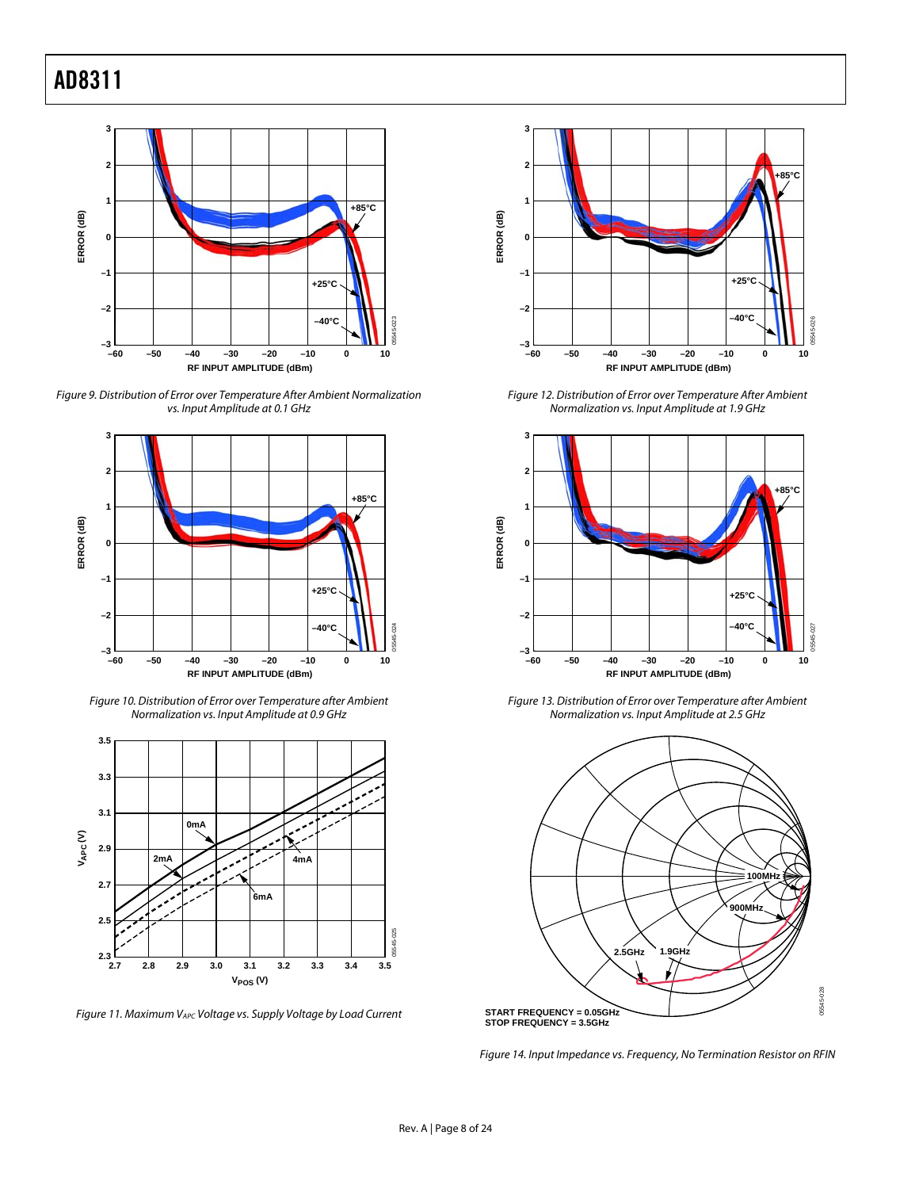Figure 9. Distribution of Error over Temperature After Ambient Normalization vs. Input Amplitude at 0.1 GHz

Figure 10. Distribution of Error over Temperature after Ambient Normalization vs. Input Amplitude at 0.9 GHz

Figure 11. Maximum $V_{APC}$ Voltage vs. Supply Voltage by Load Current

Figure 12. Distribution of Error over Temperature After Ambient Normalization vs. Input Amplitude at 1.9 GHz

Figure 13. Distribution of Error over Temperature after Ambient Normalization vs. Input Amplitude at 2.5 GHz

Figure 14. Input Impedance vs. Frequency, No Termination Resistor on RFIN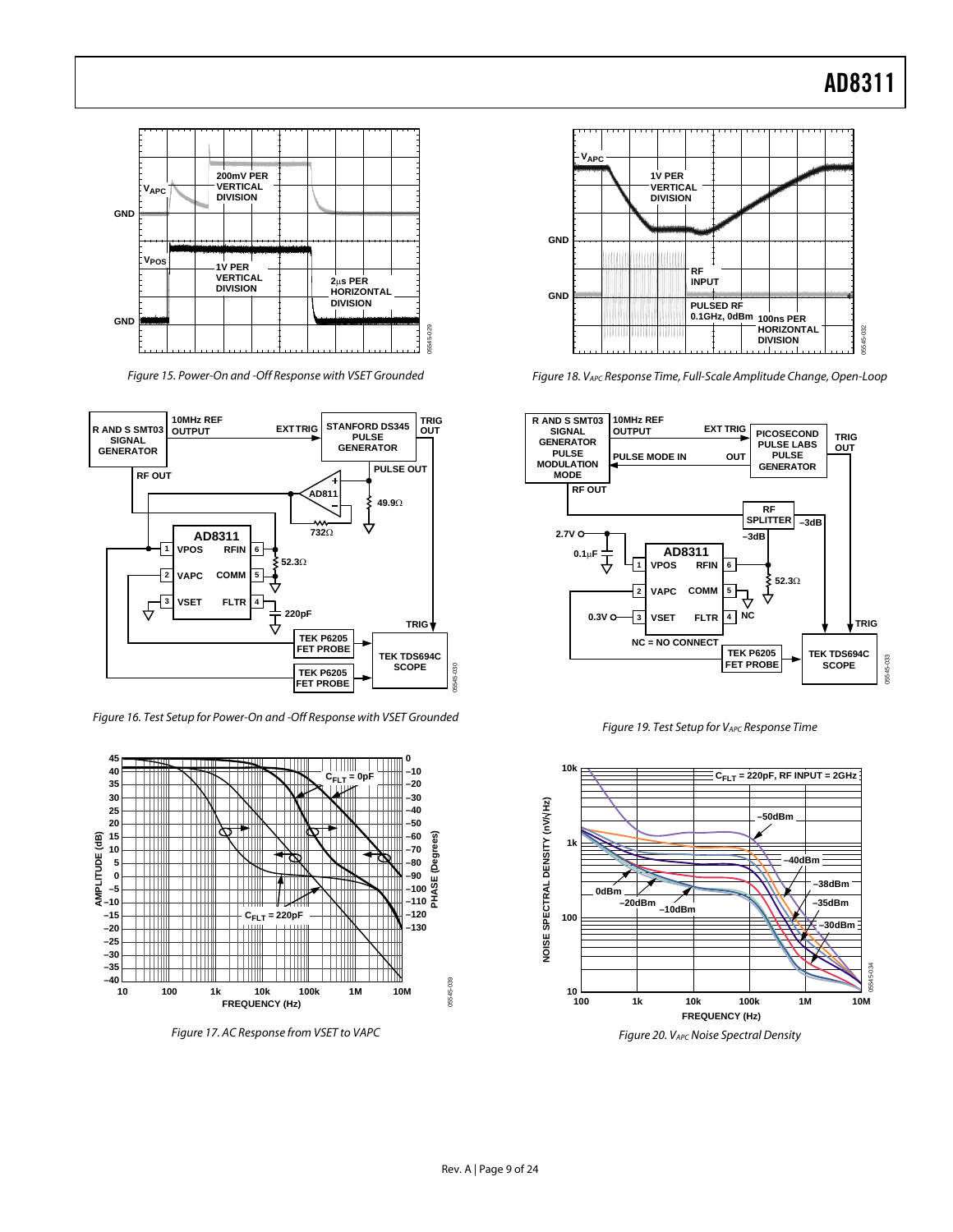Figure 15. Power-On and -Off Response with VSET Grounded

Figure 16. Test Setup for Power-On and -Off Response with VSET Grounded

Figure 17. AC Response from VSET to VAPC

Figure 18. $V_{APC}$ Response Time, Full-Scale Amplitude Change, Open-Loop

Figure 19. Test Setup for $V_{APC}$ Response Time

Figure 20. $V_{APC}$ Noise Spectral Density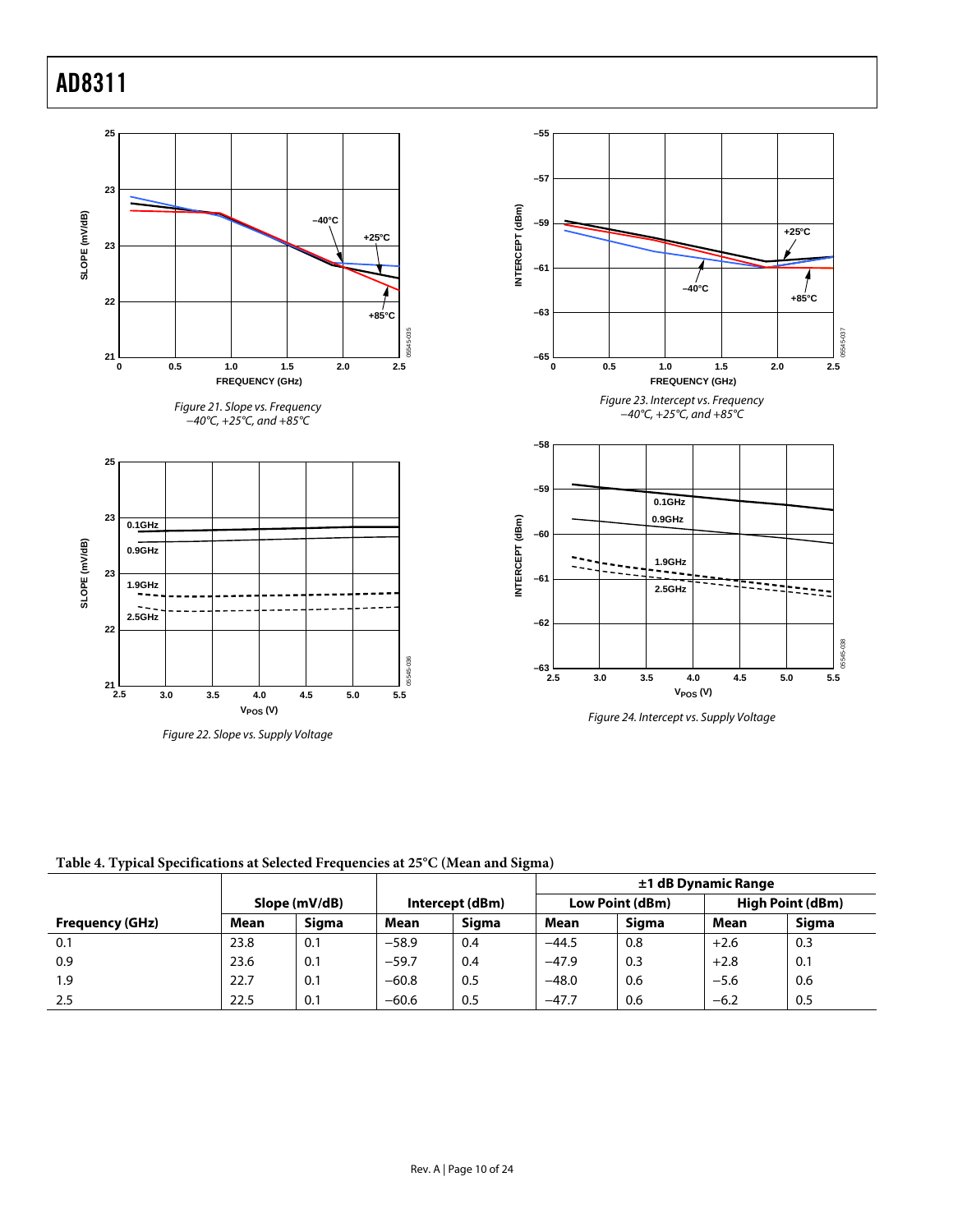Figure 21. Slope vs. Frequency −40°C, +25°C, and +85°C

Figure 22. Slope vs. Supply Voltage

Figure 23. Intercept vs. Frequency −40°C, +25°C, and +85°C

Figure 24. Intercept vs. Supply Voltage

**Table 4. Typical Specifications at Selected Frequencies at 25°C (Mean and Sigma)**

| | Slope (mV/dB) | | Intercept (dBm) | | ±1 dB Dynamic Range | | | |
|---|---|---|---|---|---|---|---|---|
| | | | | | Low Point (dBm) | | High Point (dBm) | |
| Frequency (GHz) | Mean | Sigma | Mean | Sigma | Mean | Sigma | Mean | Sigma |
| 0.1 | 23.8 | 0.1 | −58.9 | 0.4 | −44.5 | 0.8 | +2.6 | 0.3 |
| 0.9 | 23.6 | 0.1 | −59.7 | 0.4 | −47.9 | 0.3 | +2.8 | 0.1 |
| 1.9 | 22.7 | 0.1 | −60.8 | 0.5 | −48.0 | 0.6 | −5.6 | 0.6 |
| 2.5 | 22.5 | 0.1 | −60.6 | 0.5 | −47.7 | 0.6 | −6.2 | 0.5 |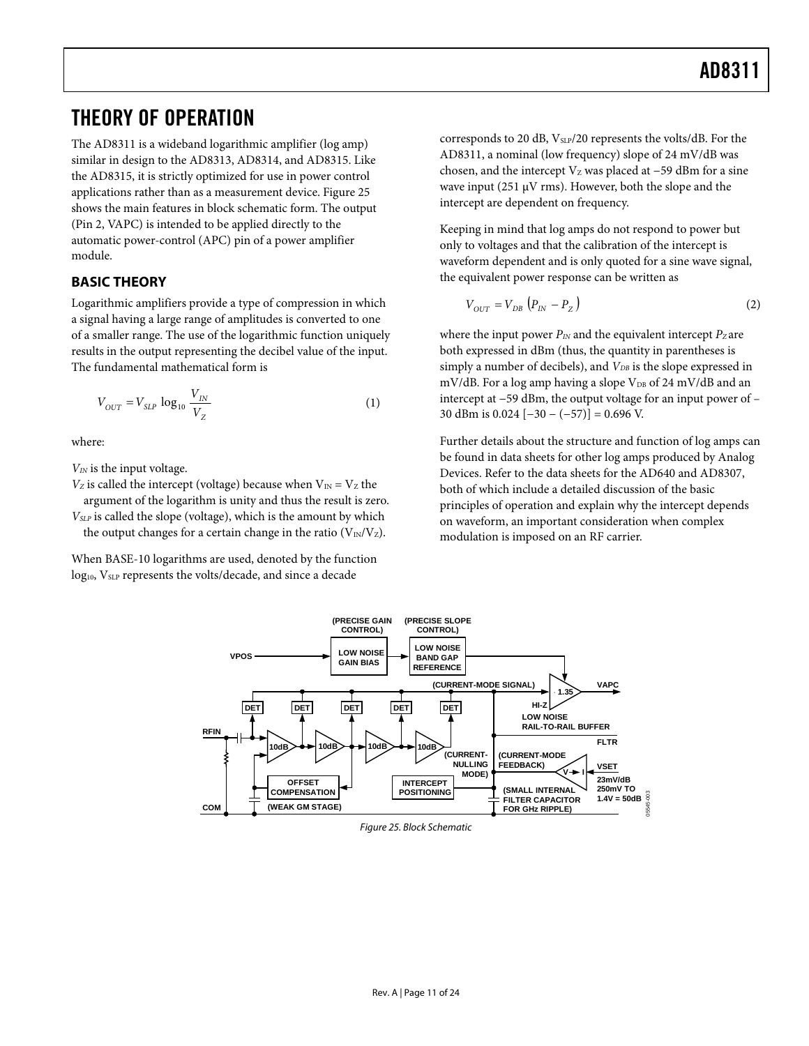# THEORY OF OPERATION

The AD8311 is a wideband logarithmic amplifier (log amp) similar in design to the AD8313, AD8314, and AD8315. Like the AD8315, it is strictly optimized for use in power control applications rather than as a measurement device. Figure 25 shows the main features in block schematic form. The output (Pin 2, VAPC) is intended to be applied directly to the automatic power-control (APC) pin of a power amplifier module.

## BASIC THEORY

Logarithmic amplifiers provide a type of compression in which a signal having a large range of amplitudes is converted to one of a smaller range. The use of the logarithmic function uniquely results in the output representing the decibel value of the input. The fundamental mathematical form is

$$V_{OUT} = V_{SLP} \log_{10} \frac{V_{IN}}{V_Z} \quad (1)$$

where:

$V_{IN}$ is the input voltage.

$V_Z$ is called the intercept (voltage) because when $V_{IN} = V_Z$ the argument of the logarithm is unity and thus the result is zero.

$V_{SLP}$ is called the slope (voltage), which is the amount by which the output changes for a certain change in the ratio ($V_{IN}/V_Z$).

When BASE-10 logarithms are used, denoted by the function $\log_{10}$, $V_{SLP}$ represents the volts/decade, and since a decade corresponds to 20 dB, $V_{SLP}/20$ represents the volts/dB. For the AD8311, a nominal (low frequency) slope of 24 mV/dB was chosen, and the intercept $V_Z$ was placed at −59 dBm for a sine wave input (251 μV rms). However, both the slope and the intercept are dependent on frequency.

Keeping in mind that log amps do not respond to power but only to voltages and that the calibration of the intercept is waveform dependent and is only quoted for a sine wave signal, the equivalent power response can be written as

$$V_{OUT} = V_{DB} \left(P_{IN} - P_Z\right) \quad (2)$$

where the input power $P_{IN}$ and the equivalent intercept $P_Z$ are both expressed in dBm (thus, the quantity in parentheses is simply a number of decibels), and $V_{DB}$ is the slope expressed in mV/dB. For a log amp having a slope $V_{DB}$ of 24 mV/dB and an intercept at −59 dBm, the output voltage for an input power of −30 dBm is 0.024 [−30 − (−57)] = 0.696 V.

Further details about the structure and function of log amps can be found in data sheets for other log amps produced by Analog Devices. Refer to the data sheets for the AD640 and AD8307, both of which include a detailed discussion of the basic principles of operation and explain why the intercept depends on waveform, an important consideration when complex modulation is imposed on an RF carrier.

Figure 25. Block Schematic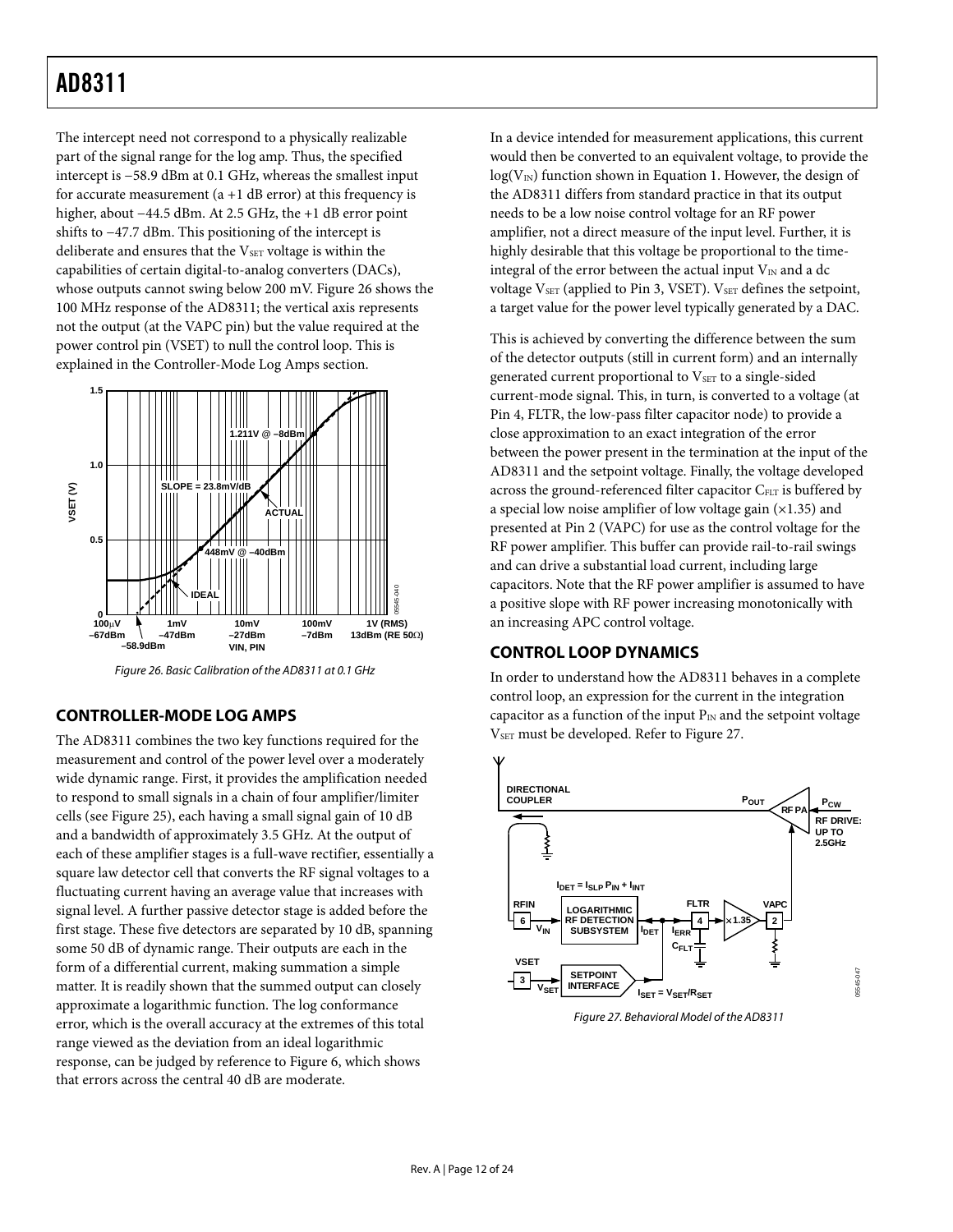The intercept need not correspond to a physically realizable part of the signal range for the log amp. Thus, the specified intercept is −58.9 dBm at 0.1 GHz, whereas the smallest input for accurate measurement (a +1 dB error) at this frequency is higher, about −44.5 dBm. At 2.5 GHz, the +1 dB error point shifts to −47.7 dBm. This positioning of the intercept is deliberate and ensures that the $V_{SET}$ voltage is within the capabilities of certain digital-to-analog converters (DACs), whose outputs cannot swing below 200 mV. Figure 26 shows the 100 MHz response of the AD8311; the vertical axis represents not the output (at the VAPC pin) but the value required at the power control pin (VSET) to null the control loop. This is explained in the Controller-Mode Log Amps section.

Figure 26. Basic Calibration of the AD8311 at 0.1 GHz

## CONTROLLER-MODE LOG AMPS

The AD8311 combines the two key functions required for the measurement and control of the power level over a moderately wide dynamic range. First, it provides the amplification needed to respond to small signals in a chain of four amplifier/limiter cells (see Figure 25), each having a small signal gain of 10 dB and a bandwidth of approximately 3.5 GHz. At the output of each of these amplifier stages is a full-wave rectifier, essentially a square law detector cell that converts the RF signal voltages to a fluctuating current having an average value that increases with signal level. A further passive detector stage is added before the first stage. These five detectors are separated by 10 dB, spanning some 50 dB of dynamic range. Their outputs are each in the form of a differential current, making summation a simple matter. It is readily shown that the summed output can closely approximate a logarithmic function. The log conformance error, which is the overall accuracy at the extremes of this total range viewed as the deviation from an ideal logarithmic response, can be judged by reference to Figure 6, which shows that errors across the central 40 dB are moderate.

In a device intended for measurement applications, this current would then be converted to an equivalent voltage, to provide the $\log(V_{IN})$ function shown in Equation 1. However, the design of the AD8311 differs from standard practice in that its output needs to be a low noise control voltage for an RF power amplifier, not a direct measure of the input level. Further, it is highly desirable that this voltage be proportional to the time-integral of the error between the actual input $V_{IN}$ and a dc voltage $V_{SET}$ (applied to Pin 3, VSET). $V_{SET}$ defines the setpoint, a target value for the power level typically generated by a DAC.

This is achieved by converting the difference between the sum of the detector outputs (still in current form) and an internally generated current proportional to $V_{SET}$ to a single-sided current-mode signal. This, in turn, is converted to a voltage (at Pin 4, FLTR, the low-pass filter capacitor node) to provide a close approximation to an exact integration of the error between the power present in the termination at the input of the AD8311 and the setpoint voltage. Finally, the voltage developed across the ground-referenced filter capacitor $C_{FLT}$ is buffered by a special low noise amplifier of low voltage gain (×1.35) and presented at Pin 2 (VAPC) for use as the control voltage for the RF power amplifier. This buffer can provide rail-to-rail swings and can drive a substantial load current, including large capacitors. Note that the RF power amplifier is assumed to have a positive slope with RF power increasing monotonically with an increasing APC control voltage.

## CONTROL LOOP DYNAMICS

In order to understand how the AD8311 behaves in a complete control loop, an expression for the current in the integration capacitor as a function of the input $P_{IN}$ and the setpoint voltage $V_{SET}$ must be developed. Refer to Figure 27.

Figure 27. Behavioral Model of the AD8311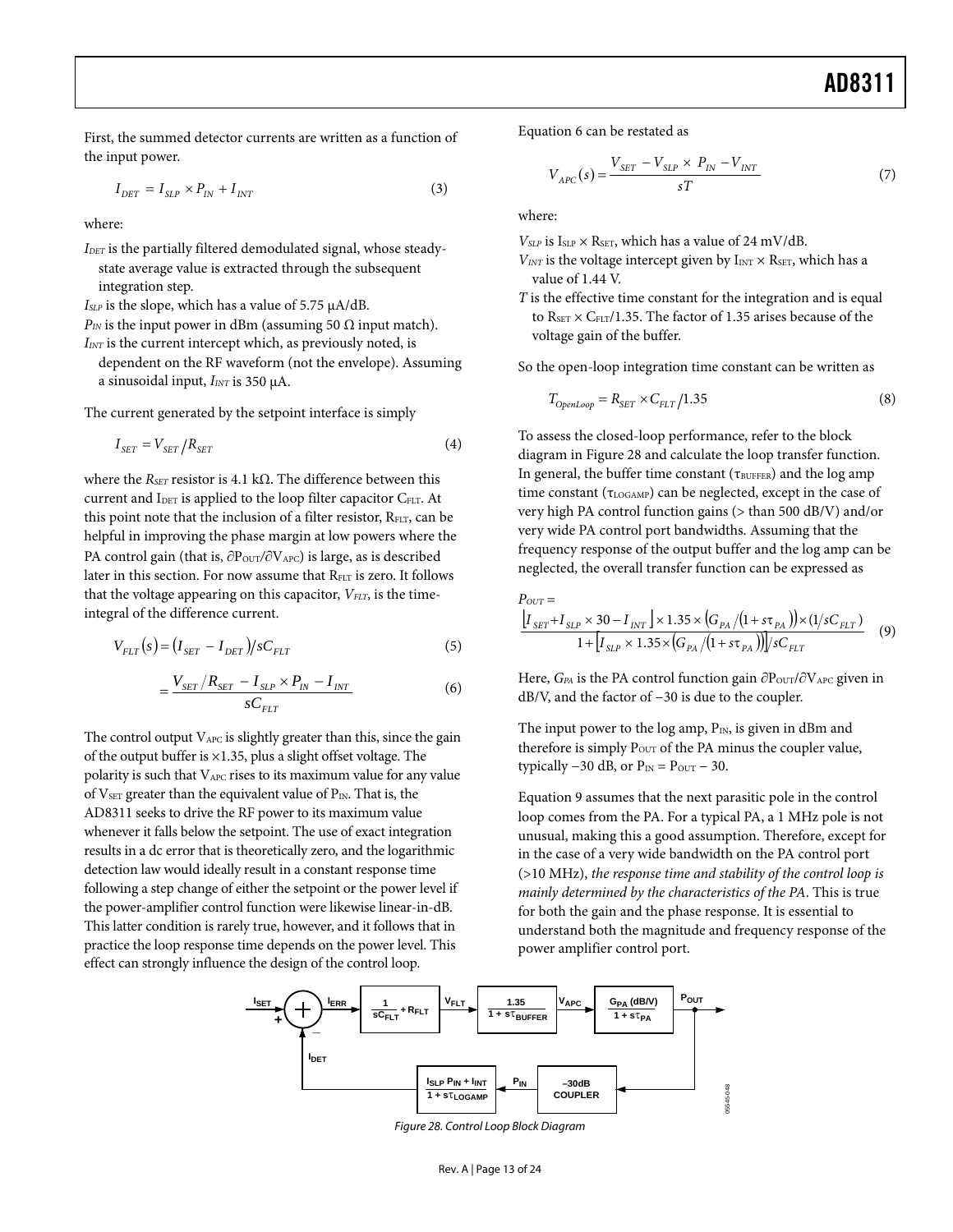First, the summed detector currents are written as a function of the input power.

$$I_{DET} = I_{SLP} \times P_{IN} + I_{INT} \tag{3}$$

where:

$I_{DET}$ is the partially filtered demodulated signal, whose steady-state average value is extracted through the subsequent integration step.

$I_{SLP}$ is the slope, which has a value of 5.75 μA/dB.

$P_{IN}$ is the input power in dBm (assuming 50 Ω input match).

$I_{INT}$ is the current intercept which, as previously noted, is dependent on the RF waveform (not the envelope). Assuming a sinusoidal input, $I_{INT}$ is 350 μA.

The current generated by the setpoint interface is simply

$$I_{SET} = V_{SET} / R_{SET} \tag{4}$$

where the $R_{SET}$ resistor is 4.1 kΩ. The difference between this current and $I_{DET}$ is applied to the loop filter capacitor $C_{FLT}$. At this point note that the inclusion of a filter resistor, $R_{FLT}$, can be helpful in improving the phase margin at low powers where the PA control gain (that is, $\partial P_{OUT}/\partial V_{APC}$) is large, as is described later in this section. For now assume that $R_{FLT}$ is zero. It follows that the voltage appearing on this capacitor, $V_{FLT}$, is the time-integral of the difference current.

$$V_{FLT}(s) = (I_{SET} - I_{DET}) / sC_{FLT} \tag{5}$$

$$= \frac{V_{SET}/R_{SET} - I_{SLP} \times P_{IN} - I_{INT}}{sC_{FLT}} \tag{6}$$

The control output $V_{APC}$ is slightly greater than this, since the gain of the output buffer is ×1.35, plus a slight offset voltage. The polarity is such that $V_{APC}$ rises to its maximum value for any value of $V_{SET}$ greater than the equivalent value of $P_{IN}$. That is, the AD8311 seeks to drive the RF power to its maximum value whenever it falls below the setpoint. The use of exact integration results in a dc error that is theoretically zero, and the logarithmic detection law would ideally result in a constant response time following a step change of either the setpoint or the power level if the power-amplifier control function were likewise linear-in-dB. This latter condition is rarely true, however, and it follows that in practice the loop response time depends on the power level. This effect can strongly influence the design of the control loop.

Equation 6 can be restated as

$$V_{APC}(s) = \frac{V_{SET} - V_{SLP} \times P_{IN} - V_{INT}}{sT} \tag{7}$$

where:

$V_{SLP}$ is $I_{SLP} \times R_{SET}$, which has a value of 24 mV/dB.

$V_{INT}$ is the voltage intercept given by $I_{INT} \times R_{SET}$, which has a value of 1.44 V.

$T$ is the effective time constant for the integration and is equal to $R_{SET} \times C_{FLT}/1.35$. The factor of 1.35 arises because of the voltage gain of the buffer.

So the open-loop integration time constant can be written as

$$T_{OpenLoop} = R_{SET} \times C_{FLT} / 1.35 \tag{8}$$

To assess the closed-loop performance, refer to the block diagram in Figure 28 and calculate the loop transfer function. In general, the buffer time constant ($\tau_{BUFFER}$) and the log amp time constant ($\tau_{LOGAMP}$) can be neglected, except in the case of very high PA control function gains (> than 500 dB/V) and/or very wide PA control port bandwidths. Assuming that the frequency response of the output buffer and the log amp can be neglected, the overall transfer function can be expressed as

$$P_{OUT} = \frac{\left[I_{SET} + I_{SLP} \times 30 - I_{INT}\right] \times 1.35 \times \left(G_{PA}/(1 + s\tau_{PA})\right) \times (1/sC_{FLT})}{1 + \left[I_{SLP} \times 1.35 \times \left(G_{PA}/(1 + s\tau_{PA})\right)\right] / sC_{FLT}} \tag{9}$$

Here, $G_{PA}$ is the PA control function gain $\partial P_{OUT}/\partial V_{APC}$ given in dB/V, and the factor of −30 is due to the coupler.

The input power to the log amp, $P_{IN}$, is given in dBm and therefore is simply $P_{OUT}$ of the PA minus the coupler value, typically −30 dB, or $P_{IN} = P_{OUT} - 30$.

Equation 9 assumes that the next parasitic pole in the control loop comes from the PA. For a typical PA, a 1 MHz pole is not unusual, making this a good assumption. Therefore, except for in the case of a very wide bandwidth on the PA control port (>10 MHz), *the response time and stability of the control loop is mainly determined by the characteristics of the PA*. This is true for both the gain and the phase response. It is essential to understand both the magnitude and frequency response of the power amplifier control port.

Figure 28. Control Loop Block Diagram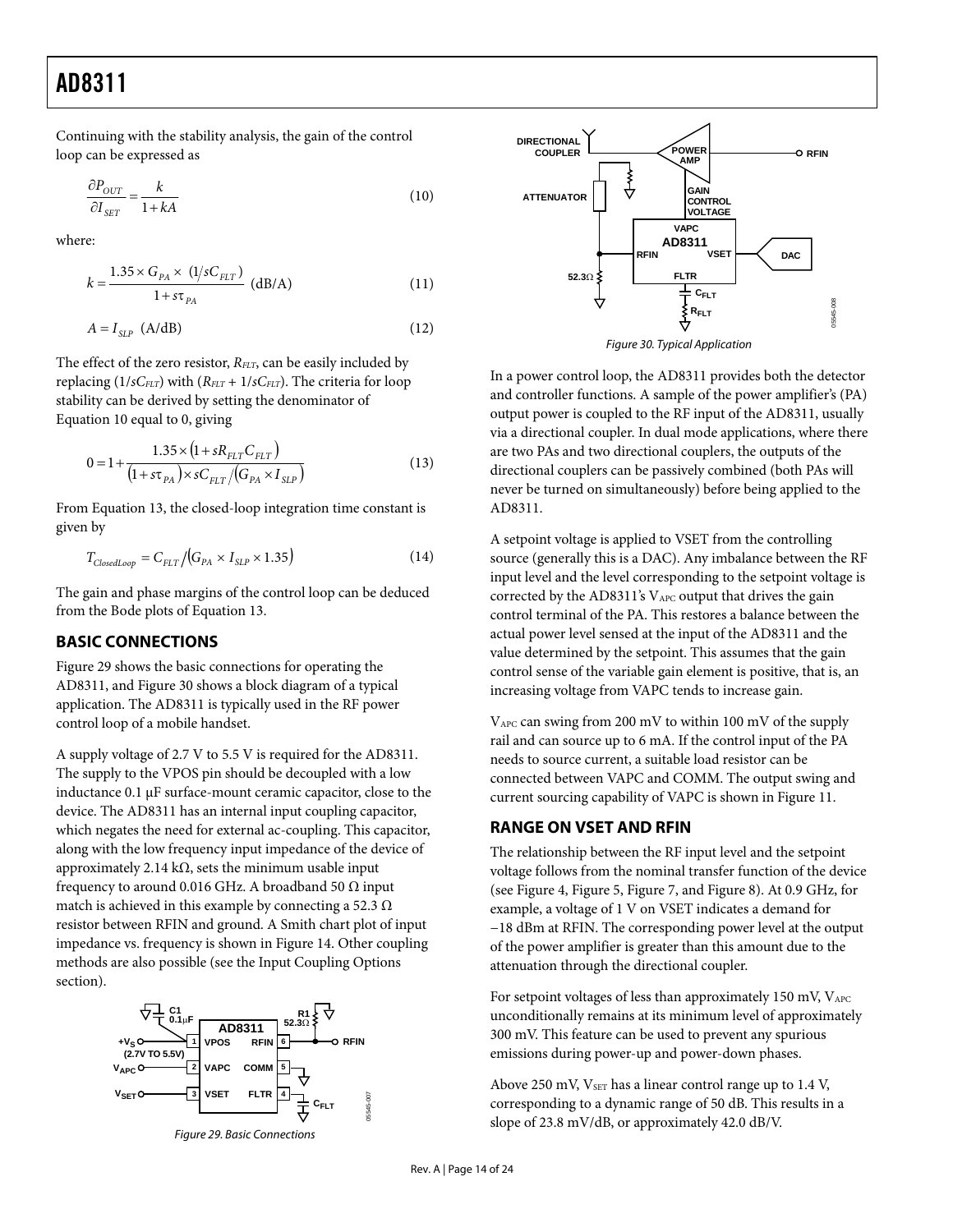Continuing with the stability analysis, the gain of the control loop can be expressed as

$$\frac{\partial P_{OUT}}{\partial I_{SET}} = \frac{k}{1+kA} \tag{10}$$

where:

$$k = \frac{1.35 \times G_{PA} \times (1/sC_{FLT})}{1+s\tau_{PA}} \text{ (dB/A)} \tag{11}$$

$$A = I_{SLP} \text{ (A/dB)} \tag{12}$$

The effect of the zero resistor, $R_{FLT}$, can be easily included by replacing ($1/sC_{FLT}$) with ($R_{FLT} + 1/sC_{FLT}$). The criteria for loop stability can be derived by setting the denominator of Equation 10 equal to 0, giving

$$0 = 1 + \frac{1.35 \times (1 + sR_{FLT}C_{FLT})}{(1+s\tau_{PA}) \times sC_{FLT}/(G_{PA} \times I_{SLP})} \tag{13}$$

From Equation 13, the closed-loop integration time constant is given by

$$T_{ClosedLoop} = C_{FLT}/(G_{PA} \times I_{SLP} \times 1.35) \tag{14}$$

The gain and phase margins of the control loop can be deduced from the Bode plots of Equation 13.

## BASIC CONNECTIONS

Figure 29 shows the basic connections for operating the AD8311, and Figure 30 shows a block diagram of a typical application. The AD8311 is typically used in the RF power control loop of a mobile handset.

A supply voltage of 2.7 V to 5.5 V is required for the AD8311. The supply to the VPOS pin should be decoupled with a low inductance 0.1 μF surface-mount ceramic capacitor, close to the device. The AD8311 has an internal input coupling capacitor, which negates the need for external ac-coupling. This capacitor, along with the low frequency input impedance of the device of approximately 2.14 kΩ, sets the minimum usable input frequency to around 0.016 GHz. A broadband 50 Ω input match is achieved in this example by connecting a 52.3 Ω resistor between RFIN and ground. A Smith chart plot of input impedance vs. frequency is shown in Figure 14. Other coupling methods are also possible (see the Input Coupling Options section).

Figure 29. Basic Connections

Figure 30. Typical Application

In a power control loop, the AD8311 provides both the detector and controller functions. A sample of the power amplifier's (PA) output power is coupled to the RF input of the AD8311, usually via a directional coupler. In dual mode applications, where there are two PAs and two directional couplers, the outputs of the directional couplers can be passively combined (both PAs will never be turned on simultaneously) before being applied to the AD8311.

A setpoint voltage is applied to VSET from the controlling source (generally this is a DAC). Any imbalance between the RF input level and the level corresponding to the setpoint voltage is corrected by the AD8311's $V_{APC}$ output that drives the gain control terminal of the PA. This restores a balance between the actual power level sensed at the input of the AD8311 and the value determined by the setpoint. This assumes that the gain control sense of the variable gain element is positive, that is, an increasing voltage from VAPC tends to increase gain.

$V_{APC}$ can swing from 200 mV to within 100 mV of the supply rail and can source up to 6 mA. If the control input of the PA needs to source current, a suitable load resistor can be connected between VAPC and COMM. The output swing and current sourcing capability of VAPC is shown in Figure 11.

## RANGE ON VSET AND RFIN

The relationship between the RF input level and the setpoint voltage follows from the nominal transfer function of the device (see Figure 4, Figure 5, Figure 7, and Figure 8). At 0.9 GHz, for example, a voltage of 1 V on VSET indicates a demand for −18 dBm at RFIN. The corresponding power level at the output of the power amplifier is greater than this amount due to the attenuation through the directional coupler.

For setpoint voltages of less than approximately 150 mV, $V_{APC}$ unconditionally remains at its minimum level of approximately 300 mV. This feature can be used to prevent any spurious emissions during power-up and power-down phases.

Above 250 mV, $V_{SET}$ has a linear control range up to 1.4 V, corresponding to a dynamic range of 50 dB. This results in a slope of 23.8 mV/dB, or approximately 42.0 dB/V.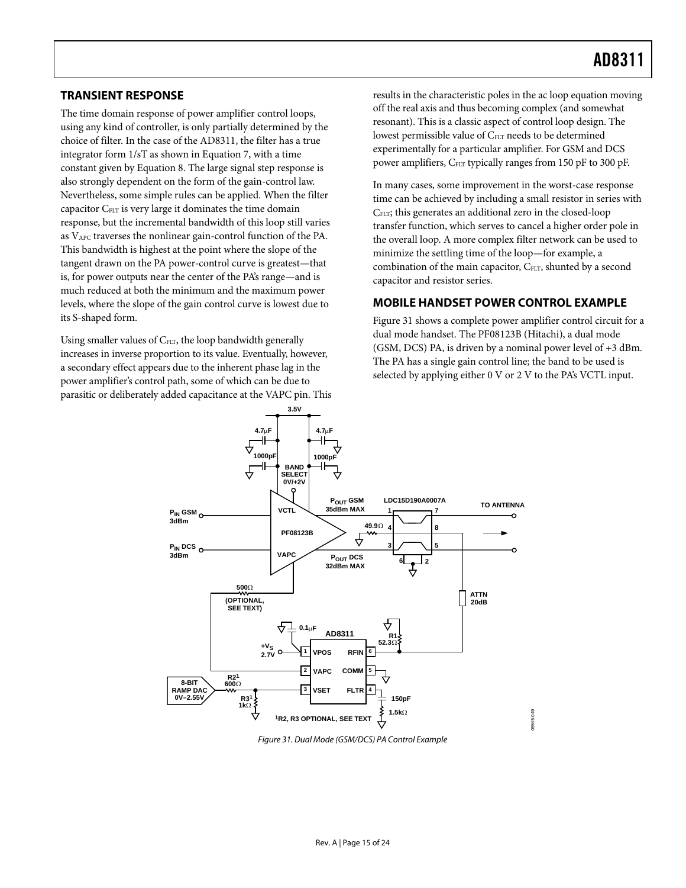## TRANSIENT RESPONSE

The time domain response of power amplifier control loops, using any kind of controller, is only partially determined by the choice of filter. In the case of the AD8311, the filter has a true integrator form 1/sT as shown in Equation 7, with a time constant given by Equation 8. The large signal step response is also strongly dependent on the form of the gain-control law. Nevertheless, some simple rules can be applied. When the filter capacitor $C_{FLT}$ is very large it dominates the time domain response, but the incremental bandwidth of this loop still varies as $V_{APC}$ traverses the nonlinear gain-control function of the PA. This bandwidth is highest at the point where the slope of the tangent drawn on the PA power-control curve is greatest—that is, for power outputs near the center of the PA's range—and is much reduced at both the minimum and the maximum power levels, where the slope of the gain control curve is lowest due to its S-shaped form.

Using smaller values of $C_{FLT}$, the loop bandwidth generally increases in inverse proportion to its value. Eventually, however, a secondary effect appears due to the inherent phase lag in the power amplifier's control path, some of which can be due to parasitic or deliberately added capacitance at the VAPC pin. This results in the characteristic poles in the ac loop equation moving off the real axis and thus becoming complex (and somewhat resonant). This is a classic aspect of control loop design. The lowest permissible value of $C_{FLT}$ needs to be determined experimentally for a particular amplifier. For GSM and DCS power amplifiers, $C_{FLT}$ typically ranges from 150 pF to 300 pF.

In many cases, some improvement in the worst-case response time can be achieved by including a small resistor in series with $C_{FLT}$; this generates an additional zero in the closed-loop transfer function, which serves to cancel a higher order pole in the overall loop. A more complex filter network can be used to minimize the settling time of the loop—for example, a combination of the main capacitor, $C_{FLT}$, shunted by a second capacitor and resistor series.

## MOBILE HANDSET POWER CONTROL EXAMPLE

Figure 31 shows a complete power amplifier control circuit for a dual mode handset. The PF08123B (Hitachi), a dual mode (GSM, DCS) PA, is driven by a nominal power level of +3 dBm. The PA has a single gain control line; the band to be used is selected by applying either 0 V or 2 V to the PA's VCTL input.

*Figure 31. Dual Mode (GSM/DCS) PA Control Example*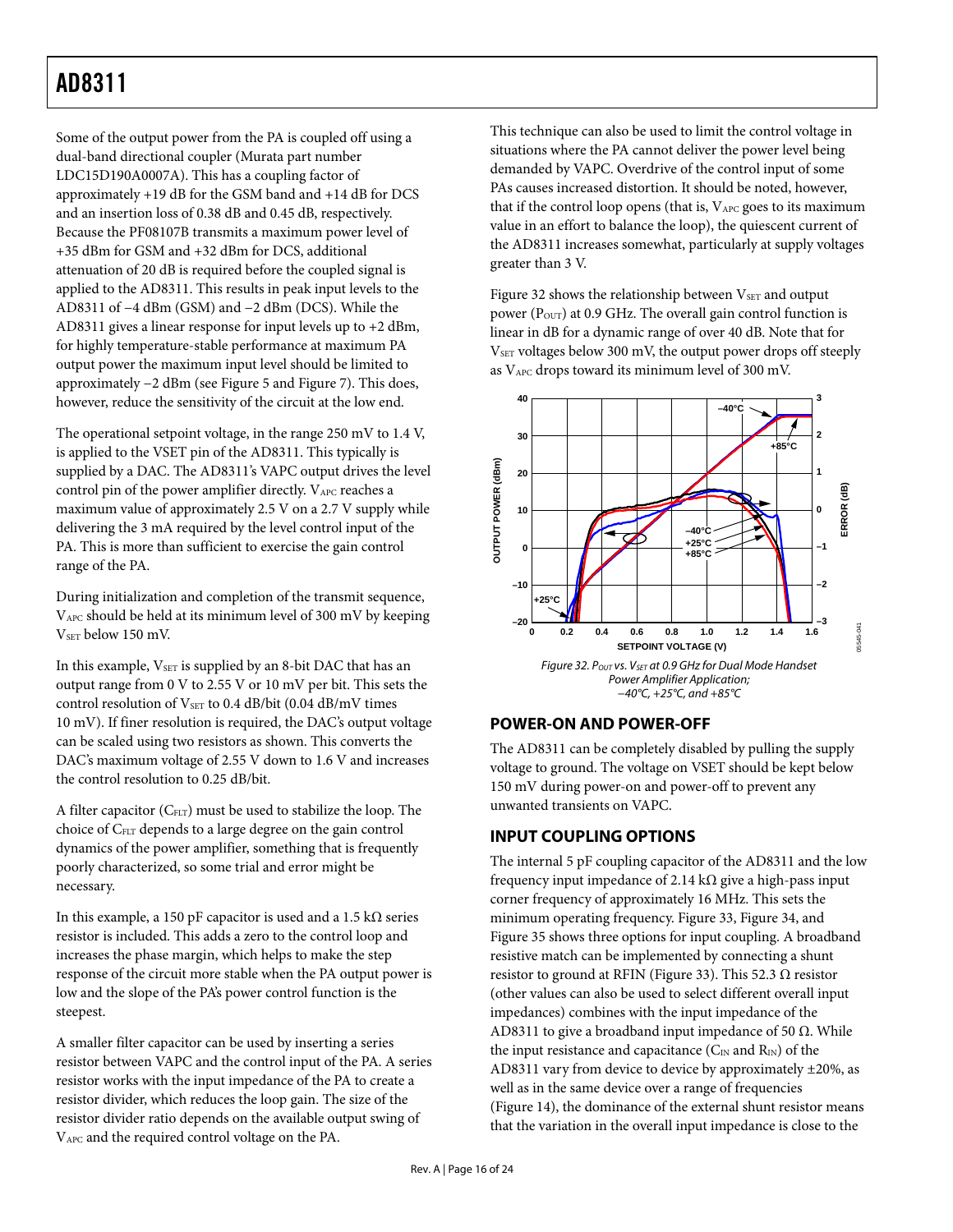Some of the output power from the PA is coupled off using a dual-band directional coupler (Murata part number LDC15D190A0007A). This has a coupling factor of approximately +19 dB for the GSM band and +14 dB for DCS and an insertion loss of 0.38 dB and 0.45 dB, respectively. Because the PF08107B transmits a maximum power level of +35 dBm for GSM and +32 dBm for DCS, additional attenuation of 20 dB is required before the coupled signal is applied to the AD8311. This results in peak input levels to the AD8311 of −4 dBm (GSM) and −2 dBm (DCS). While the AD8311 gives a linear response for input levels up to +2 dBm, for highly temperature-stable performance at maximum PA output power the maximum input level should be limited to approximately −2 dBm (see Figure 5 and Figure 7). This does, however, reduce the sensitivity of the circuit at the low end.

The operational setpoint voltage, in the range 250 mV to 1.4 V, is applied to the VSET pin of the AD8311. This typically is supplied by a DAC. The AD8311's VAPC output drives the level control pin of the power amplifier directly. $V_{APC}$ reaches a maximum value of approximately 2.5 V on a 2.7 V supply while delivering the 3 mA required by the level control input of the PA. This is more than sufficient to exercise the gain control range of the PA.

During initialization and completion of the transmit sequence, $V_{APC}$ should be held at its minimum level of 300 mV by keeping $V_{SET}$ below 150 mV.

In this example, $V_{SET}$ is supplied by an 8-bit DAC that has an output range from 0 V to 2.55 V or 10 mV per bit. This sets the control resolution of $V_{SET}$ to 0.4 dB/bit (0.04 dB/mV times 10 mV). If finer resolution is required, the DAC's output voltage can be scaled using two resistors as shown. This converts the DAC's maximum voltage of 2.55 V down to 1.6 V and increases the control resolution to 0.25 dB/bit.

A filter capacitor ($C_{FLT}$) must be used to stabilize the loop. The choice of $C_{FLT}$ depends to a large degree on the gain control dynamics of the power amplifier, something that is frequently poorly characterized, so some trial and error might be necessary.

In this example, a 150 pF capacitor is used and a 1.5 kΩ series resistor is included. This adds a zero to the control loop and increases the phase margin, which helps to make the step response of the circuit more stable when the PA output power is low and the slope of the PA's power control function is the steepest.

A smaller filter capacitor can be used by inserting a series resistor between VAPC and the control input of the PA. A series resistor works with the input impedance of the PA to create a resistor divider, which reduces the loop gain. The size of the resistor divider ratio depends on the available output swing of $V_{APC}$ and the required control voltage on the PA.

This technique can also be used to limit the control voltage in situations where the PA cannot deliver the power level being demanded by VAPC. Overdrive of the control input of some PAs causes increased distortion. It should be noted, however, that if the control loop opens (that is, $V_{APC}$ goes to its maximum value in an effort to balance the loop), the quiescent current of the AD8311 increases somewhat, particularly at supply voltages greater than 3 V.

Figure 32 shows the relationship between $V_{SET}$ and output power ($P_{OUT}$) at 0.9 GHz. The overall gain control function is linear in dB for a dynamic range of over 40 dB. Note that for $V_{SET}$ voltages below 300 mV, the output power drops off steeply as $V_{APC}$ drops toward its minimum level of 300 mV.

*Figure 32. $P_{OUT}$ vs. $V_{SET}$ at 0.9 GHz for Dual Mode Handset Power Amplifier Application; −40°C, +25°C, and +85°C*

## POWER-ON AND POWER-OFF

The AD8311 can be completely disabled by pulling the supply voltage to ground. The voltage on VSET should be kept below 150 mV during power-on and power-off to prevent any unwanted transients on VAPC.

## INPUT COUPLING OPTIONS

The internal 5 pF coupling capacitor of the AD8311 and the low frequency input impedance of 2.14 kΩ give a high-pass input corner frequency of approximately 16 MHz. This sets the minimum operating frequency. Figure 33, Figure 34, and Figure 35 shows three options for input coupling. A broadband resistive match can be implemented by connecting a shunt resistor to ground at RFIN (Figure 33). This 52.3 Ω resistor (other values can also be used to select different overall input impedances) combines with the input impedance of the AD8311 to give a broadband input impedance of 50 Ω. While the input resistance and capacitance ($C_{IN}$ and $R_{IN}$) of the AD8311 vary from device to device by approximately ±20%, as well as in the same device over a range of frequencies (Figure 14), the dominance of the external shunt resistor means that the variation in the overall input impedance is close to the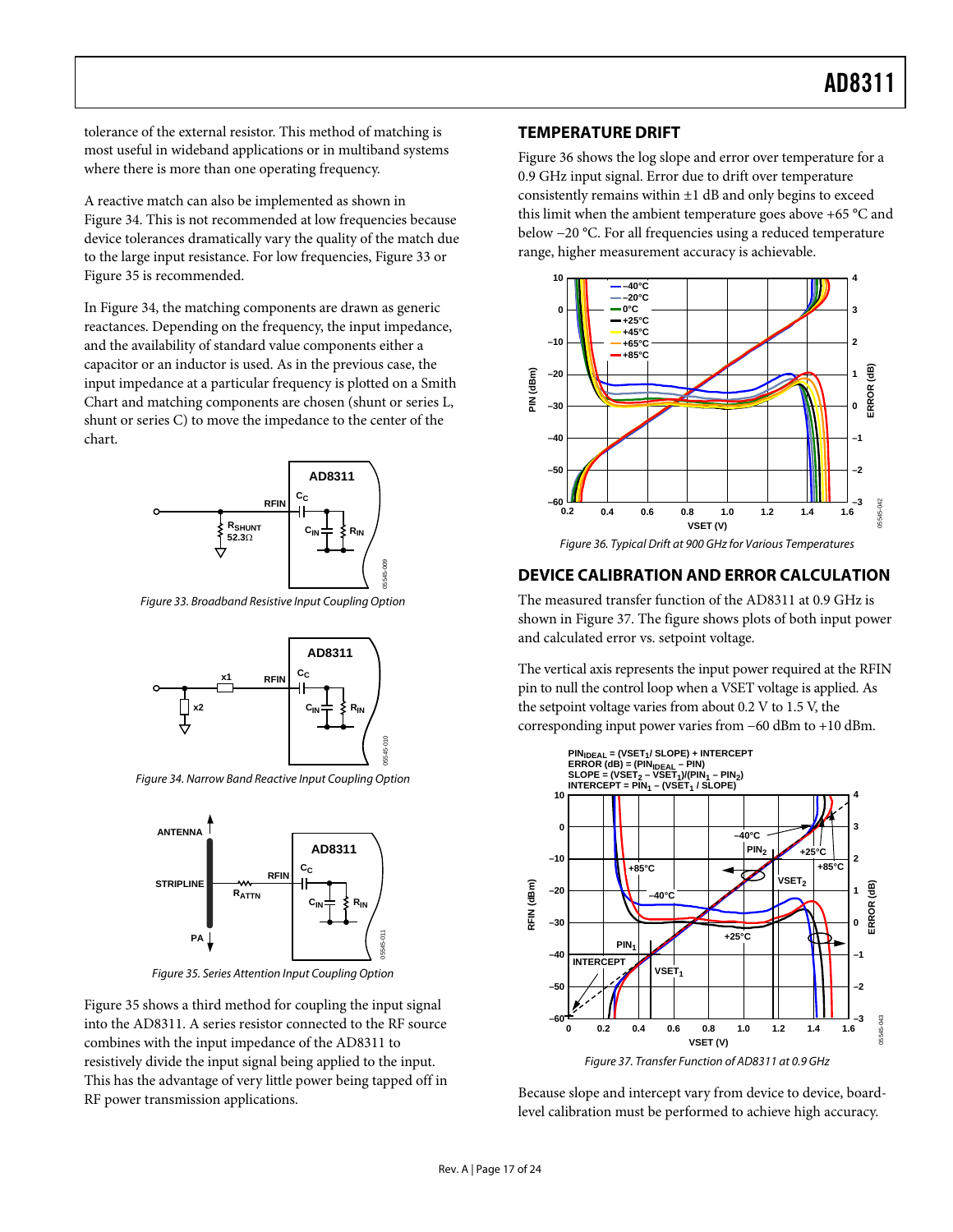tolerance of the external resistor. This method of matching is most useful in wideband applications or in multiband systems where there is more than one operating frequency.

A reactive match can also be implemented as shown in Figure 34. This is not recommended at low frequencies because device tolerances dramatically vary the quality of the match due to the large input resistance. For low frequencies, Figure 33 or Figure 35 is recommended.

In Figure 34, the matching components are drawn as generic reactances. Depending on the frequency, the input impedance, and the availability of standard value components either a capacitor or an inductor is used. As in the previous case, the input impedance at a particular frequency is plotted on a Smith Chart and matching components are chosen (shunt or series L, shunt or series C) to move the impedance to the center of the chart.

*Figure 33. Broadband Resistive Input Coupling Option*

*Figure 34. Narrow Band Reactive Input Coupling Option*

*Figure 35. Series Attention Input Coupling Option*

Figure 35 shows a third method for coupling the input signal into the AD8311. A series resistor connected to the RF source combines with the input impedance of the AD8311 to resistively divide the input signal being applied to the input. This has the advantage of very little power being tapped off in RF power transmission applications.

## TEMPERATURE DRIFT

Figure 36 shows the log slope and error over temperature for a 0.9 GHz input signal. Error due to drift over temperature consistently remains within ±1 dB and only begins to exceed this limit when the ambient temperature goes above +65 °C and below −20 °C. For all frequencies using a reduced temperature range, higher measurement accuracy is achievable.

*Figure 36. Typical Drift at 900 GHz for Various Temperatures*

## DEVICE CALIBRATION AND ERROR CALCULATION

The measured transfer function of the AD8311 at 0.9 GHz is shown in Figure 37. The figure shows plots of both input power and calculated error vs. setpoint voltage.

The vertical axis represents the input power required at the RFIN pin to null the control loop when a VSET voltage is applied. As the setpoint voltage varies from about 0.2 V to 1.5 V, the corresponding input power varies from −60 dBm to +10 dBm.

*Figure 37. Transfer Function of AD8311 at 0.9 GHz*

Because slope and intercept vary from device to device, board-level calibration must be performed to achieve high accuracy.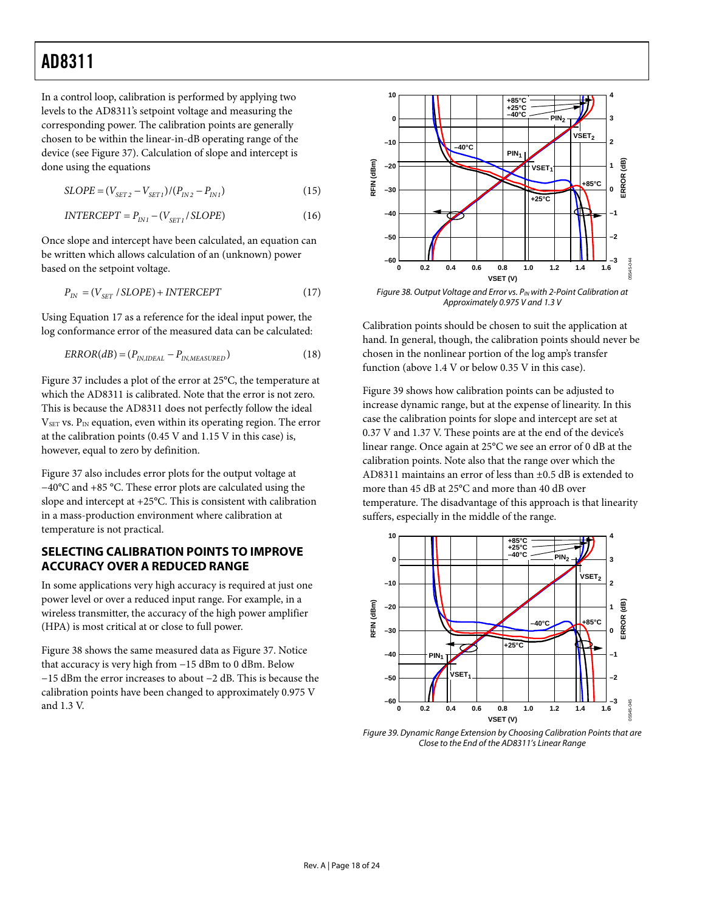In a control loop, calibration is performed by applying two levels to the AD8311's setpoint voltage and measuring the corresponding power. The calibration points are generally chosen to be within the linear-in-dB operating range of the device (see Figure 37). Calculation of slope and intercept is done using the equations

$$SLOPE = (V_{SET2} - V_{SET1})/(P_{IN2} - P_{IN1}) \tag{15}$$

$$INTERCEPT = P_{IN1} - (V_{SET1}/SLOPE) \tag{16}$$

Once slope and intercept have been calculated, an equation can be written which allows calculation of an (unknown) power based on the setpoint voltage.

$$P_{IN} = (V_{SET}/SLOPE) + INTERCEPT \tag{17}$$

Using Equation 17 as a reference for the ideal input power, the log conformance error of the measured data can be calculated:

$$ERROR(dB) = (P_{IN,IDEAL} - P_{IN,MEASURED}) \tag{18}$$

Figure 37 includes a plot of the error at 25°C, the temperature at which the AD8311 is calibrated. Note that the error is not zero. This is because the AD8311 does not perfectly follow the ideal $V_{SET}$ vs. $P_{IN}$ equation, even within its operating region. The error at the calibration points (0.45 V and 1.15 V in this case) is, however, equal to zero by definition.

Figure 37 also includes error plots for the output voltage at −40°C and +85 °C. These error plots are calculated using the slope and intercept at +25°C. This is consistent with calibration in a mass-production environment where calibration at temperature is not practical.

## SELECTING CALIBRATION POINTS TO IMPROVE ACCURACY OVER A REDUCED RANGE

In some applications very high accuracy is required at just one power level or over a reduced input range. For example, in a wireless transmitter, the accuracy of the high power amplifier (HPA) is most critical at or close to full power.

Figure 38 shows the same measured data as Figure 37. Notice that accuracy is very high from −15 dBm to 0 dBm. Below −15 dBm the error increases to about −2 dB. This is because the calibration points have been changed to approximately 0.975 V and 1.3 V.

Figure 38. Output Voltage and Error vs. $P_{IN}$ with 2-Point Calibration at Approximately 0.975 V and 1.3 V

Calibration points should be chosen to suit the application at hand. In general, though, the calibration points should never be chosen in the nonlinear portion of the log amp's transfer function (above 1.4 V or below 0.35 V in this case).

Figure 39 shows how calibration points can be adjusted to increase dynamic range, but at the expense of linearity. In this case the calibration points for slope and intercept are set at 0.37 V and 1.37 V. These points are at the end of the device's linear range. Once again at 25°C we see an error of 0 dB at the calibration points. Note also that the range over which the AD8311 maintains an error of less than ±0.5 dB is extended to more than 45 dB at 25°C and more than 40 dB over temperature. The disadvantage of this approach is that linearity suffers, especially in the middle of the range.

Figure 39. Dynamic Range Extension by Choosing Calibration Points that are Close to the End of the AD8311's Linear Range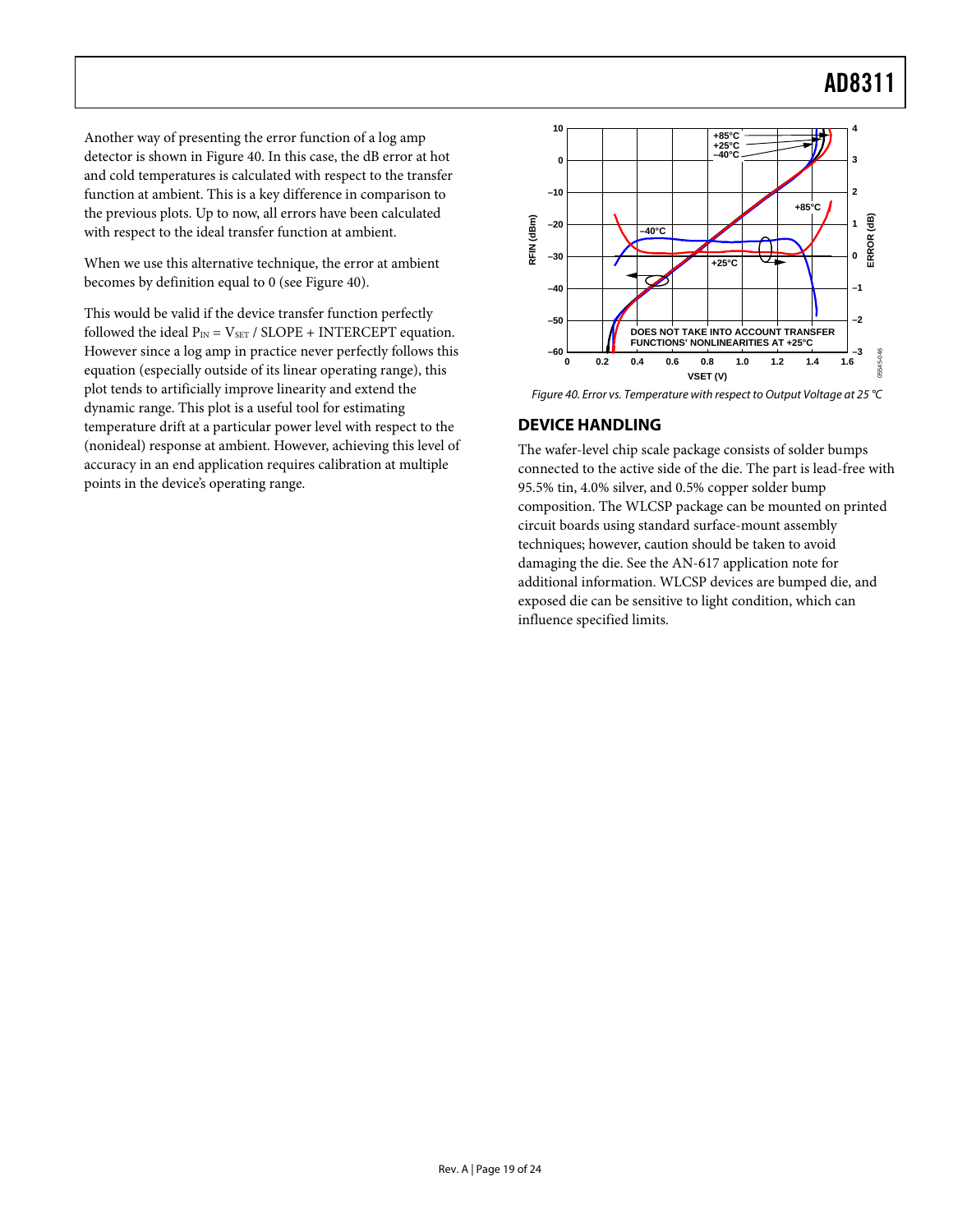Another way of presenting the error function of a log amp detector is shown in Figure 40. In this case, the dB error at hot and cold temperatures is calculated with respect to the transfer function at ambient. This is a key difference in comparison to the previous plots. Up to now, all errors have been calculated with respect to the ideal transfer function at ambient.

When we use this alternative technique, the error at ambient becomes by definition equal to 0 (see Figure 40).

This would be valid if the device transfer function perfectly followed the ideal $P_{IN} = V_{SET}$ / SLOPE + INTERCEPT equation. However since a log amp in practice never perfectly follows this equation (especially outside of its linear operating range), this plot tends to artificially improve linearity and extend the dynamic range. This plot is a useful tool for estimating temperature drift at a particular power level with respect to the (nonideal) response at ambient. However, achieving this level of accuracy in an end application requires calibration at multiple points in the device's operating range.

*Figure 40. Error vs. Temperature with respect to Output Voltage at 25 °C*

## DEVICE HANDLING

The wafer-level chip scale package consists of solder bumps connected to the active side of the die. The part is lead-free with 95.5% tin, 4.0% silver, and 0.5% copper solder bump composition. The WLCSP package can be mounted on printed circuit boards using standard surface-mount assembly techniques; however, caution should be taken to avoid damaging the die. See the AN-617 application note for additional information. WLCSP devices are bumped die, and exposed die can be sensitive to light condition, which can influence specified limits.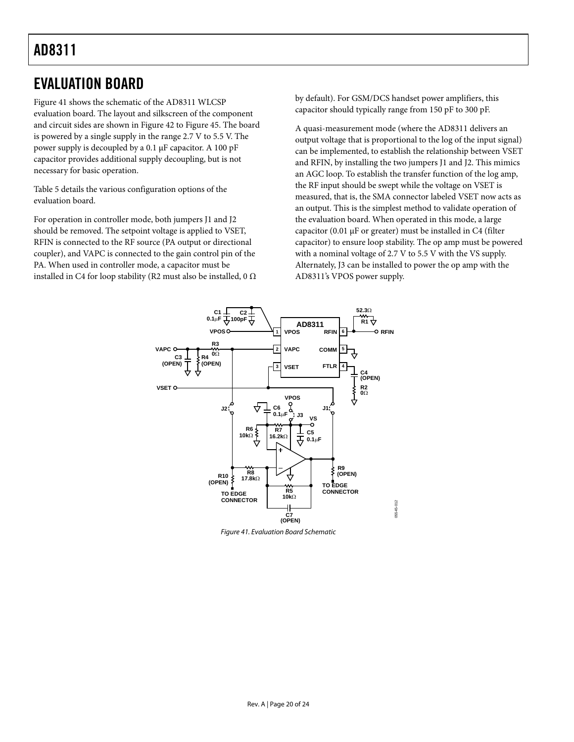## EVALUATION BOARD

Figure 41 shows the schematic of the AD8311 WLCSP evaluation board. The layout and silkscreen of the component and circuit sides are shown in Figure 42 to Figure 45. The board is powered by a single supply in the range 2.7 V to 5.5 V. The power supply is decoupled by a 0.1 µF capacitor. A 100 pF capacitor provides additional supply decoupling, but is not necessary for basic operation.

Table 5 details the various configuration options of the evaluation board.

For operation in controller mode, both jumpers J1 and J2 should be removed. The setpoint voltage is applied to VSET, RFIN is connected to the RF source (PA output or directional coupler), and VAPC is connected to the gain control pin of the PA. When used in controller mode, a capacitor must be installed in C4 for loop stability (R2 must also be installed, 0 Ω by default). For GSM/DCS handset power amplifiers, this capacitor should typically range from 150 pF to 300 pF.

A quasi-measurement mode (where the AD8311 delivers an output voltage that is proportional to the log of the input signal) can be implemented, to establish the relationship between VSET and RFIN, by installing the two jumpers J1 and J2. This mimics an AGC loop. To establish the transfer function of the log amp, the RF input should be swept while the voltage on VSET is measured, that is, the SMA connector labeled VSET now acts as an output. This is the simplest method to validate operation of the evaluation board. When operated in this mode, a large capacitor (0.01 µF or greater) must be installed in C4 (filter capacitor) to ensure loop stability. The op amp must be powered with a nominal voltage of 2.7 V to 5.5 V with the VS supply. Alternately, J3 can be installed to power the op amp with the AD8311's VPOS power supply.

*Figure 41. Evaluation Board Schematic*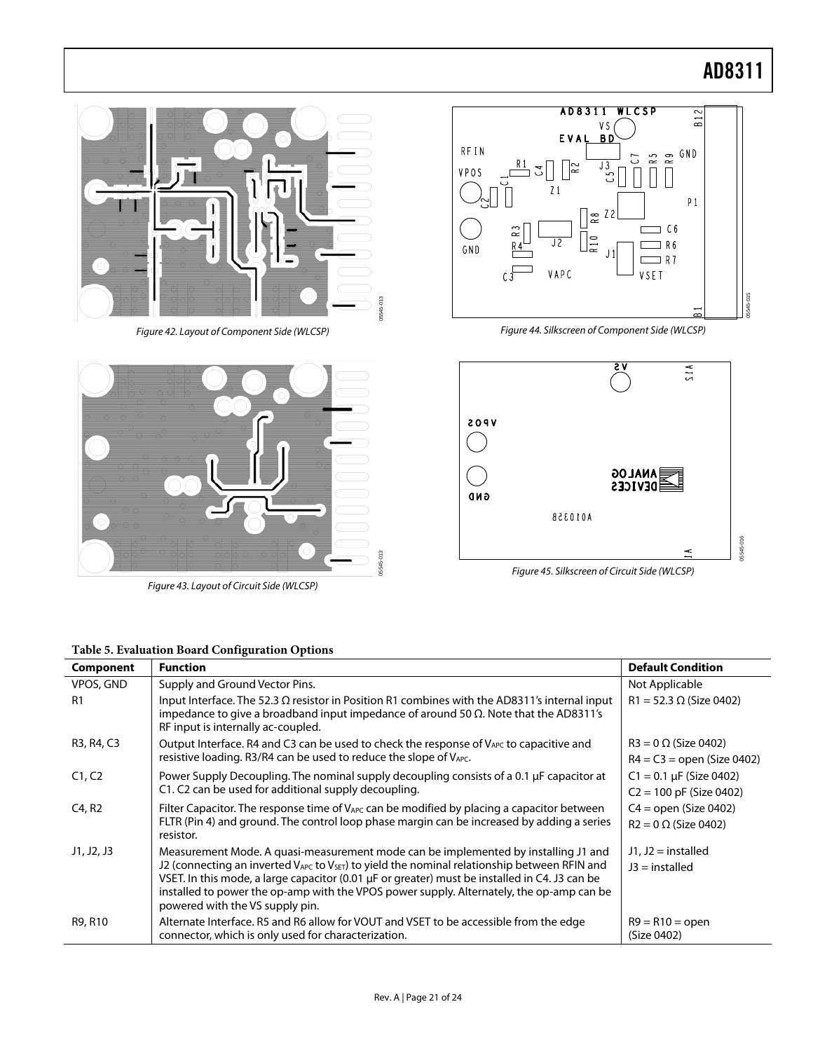Figure 42. Layout of Component Side (WLCSP)

Figure 43. Layout of Circuit Side (WLCSP)

Figure 44. Silkscreen of Component Side (WLCSP)

Figure 45. Silkscreen of Circuit Side (WLCSP)

**Table 5. Evaluation Board Configuration Options**

| Component | Function | Default Condition |
|---|---|---|
| VPOS, GND | Supply and Ground Vector Pins. | Not Applicable |
| R1 | Input Interface. The 52.3 Ω resistor in Position R1 combines with the AD8311's internal input impedance to give a broadband input impedance of around 50 Ω. Note that the AD8311's RF input is internally ac-coupled. | R1 = 52.3 Ω (Size 0402) |
| R3, R4, C3 | Output Interface. R4 and C3 can be used to check the response of $V_{APC}$ to capacitive and resistive loading. R3/R4 can be used to reduce the slope of $V_{APC}$. | R3 = 0 Ω (Size 0402)<br>R4 = C3 = open (Size 0402) |
| C1, C2 | Power Supply Decoupling. The nominal supply decoupling consists of a 0.1 µF capacitor at C1. C2 can be used for additional supply decoupling. | C1 = 0.1 µF (Size 0402)<br>C2 = 100 pF (Size 0402) |
| C4, R2 | Filter Capacitor. The response time of $V_{APC}$ can be modified by placing a capacitor between FLTR (Pin 4) and ground. The control loop phase margin can be increased by adding a series resistor. | C4 = open (Size 0402)<br>R2 = 0 Ω (Size 0402) |
| J1, J2, J3 | Measurement Mode. A quasi-measurement mode can be implemented by installing J1 and J2 (connecting an inverted $V_{APC}$ to $V_{SET}$) to yield the nominal relationship between RFIN and VSET. In this mode, a large capacitor (0.01 µF or greater) must be installed in C4. J3 can be installed to power the op-amp with the VPOS power supply. Alternately, the op-amp can be powered with the VS supply pin. | J1, J2 = installed<br>J3 = installed |
| R9, R10 | Alternate Interface. R5 and R6 allow for VOUT and VSET to be accessible from the edge connector, which is only used for characterization. | R9 = R10 = open (Size 0402) |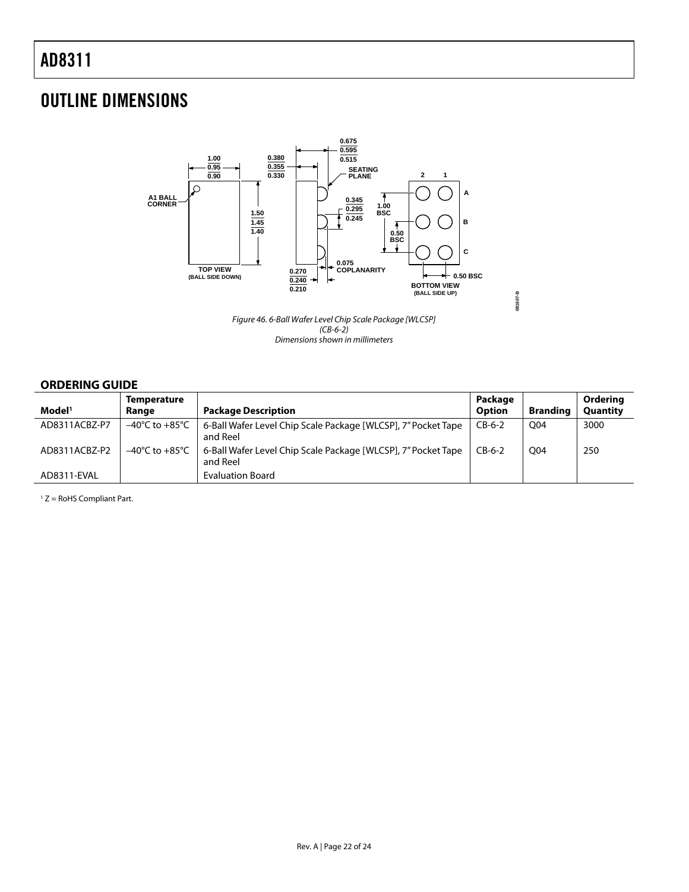## OUTLINE DIMENSIONS

Figure 46. 6-Ball Wafer Level Chip Scale Package [WLCSP]
(CB-6-2)
Dimensions shown in millimeters

### ORDERING GUIDE

| Model[1] | Temperature Range | Package Description | Package Option | Branding | Ordering Quantity |
|---|---|---|---|---|---|
| AD8311ACBZ-P7 | −40°C to +85°C | 6-Ball Wafer Level Chip Scale Package [WLCSP], 7" Pocket Tape and Reel | CB-6-2 | Q04 | 3000 |
| AD8311ACBZ-P2 | −40°C to +85°C | 6-Ball Wafer Level Chip Scale Package [WLCSP], 7" Pocket Tape and Reel | CB-6-2 | Q04 | 250 |
| AD8311-EVAL | | Evaluation Board | | | |

[1] Z = RoHS Compliant Part.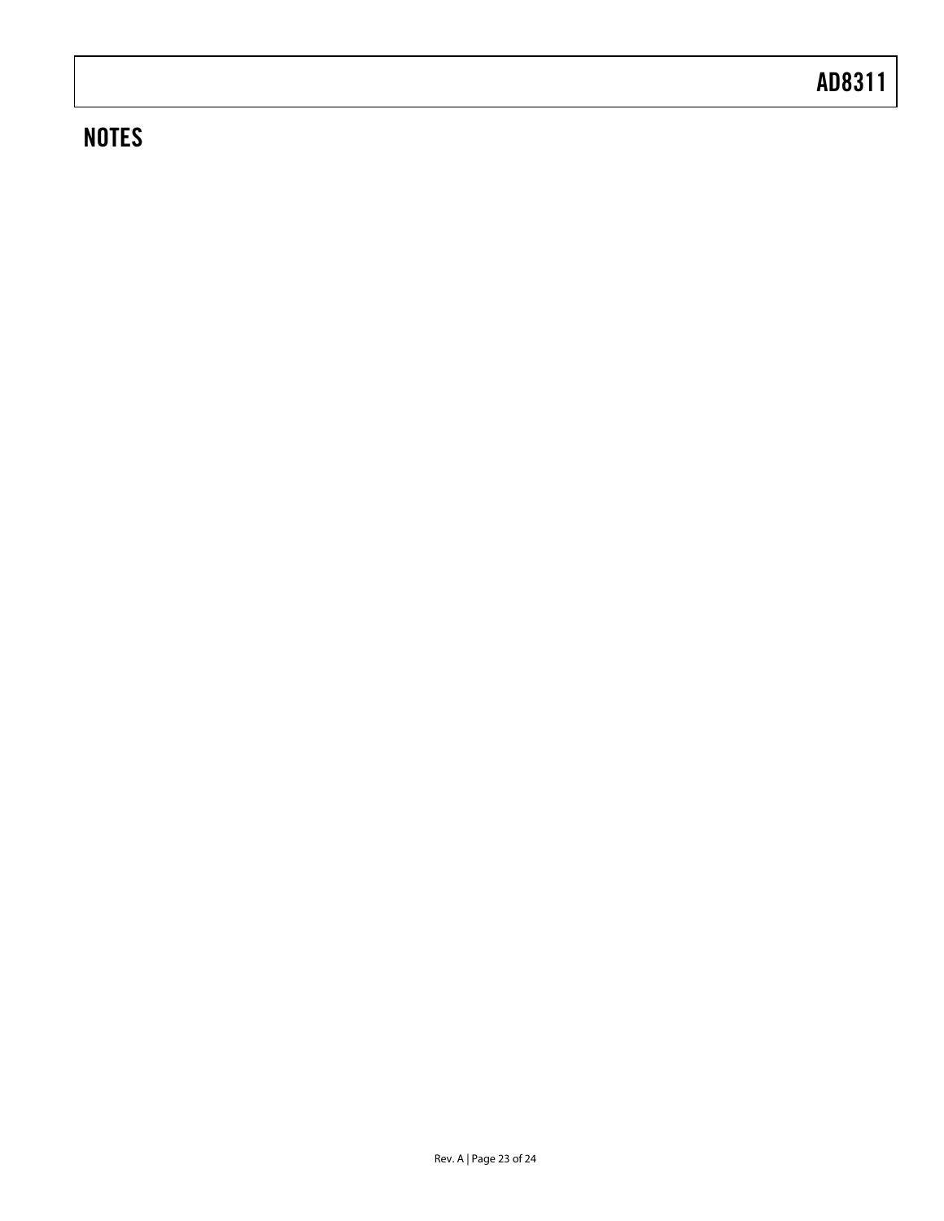## NOTES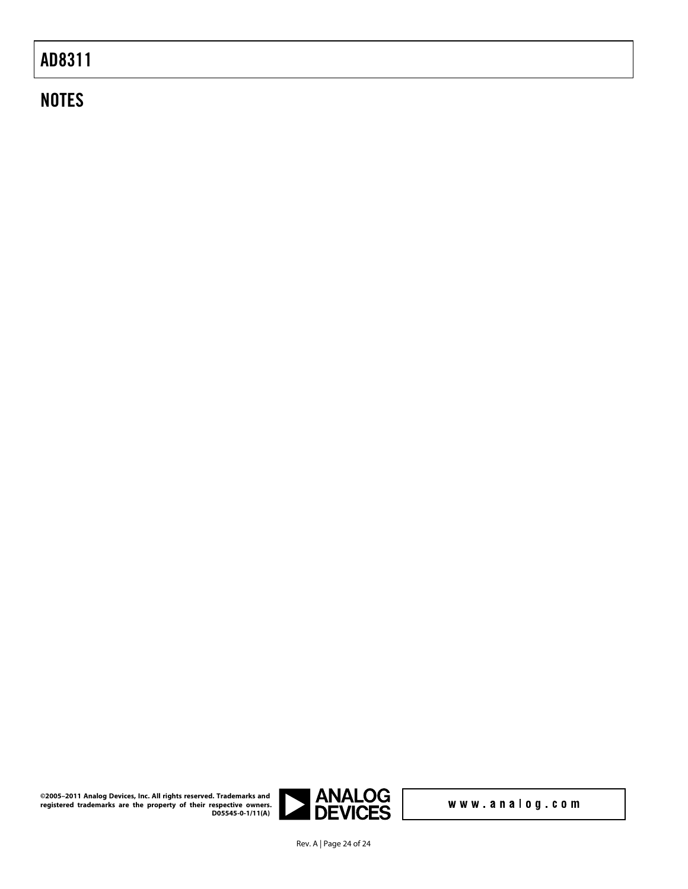## NOTES

©2005–2011 Analog Devices, Inc. All rights reserved. Trademarks and registered trademarks are the property of their respective owners.
D05545-0-1/11(A)